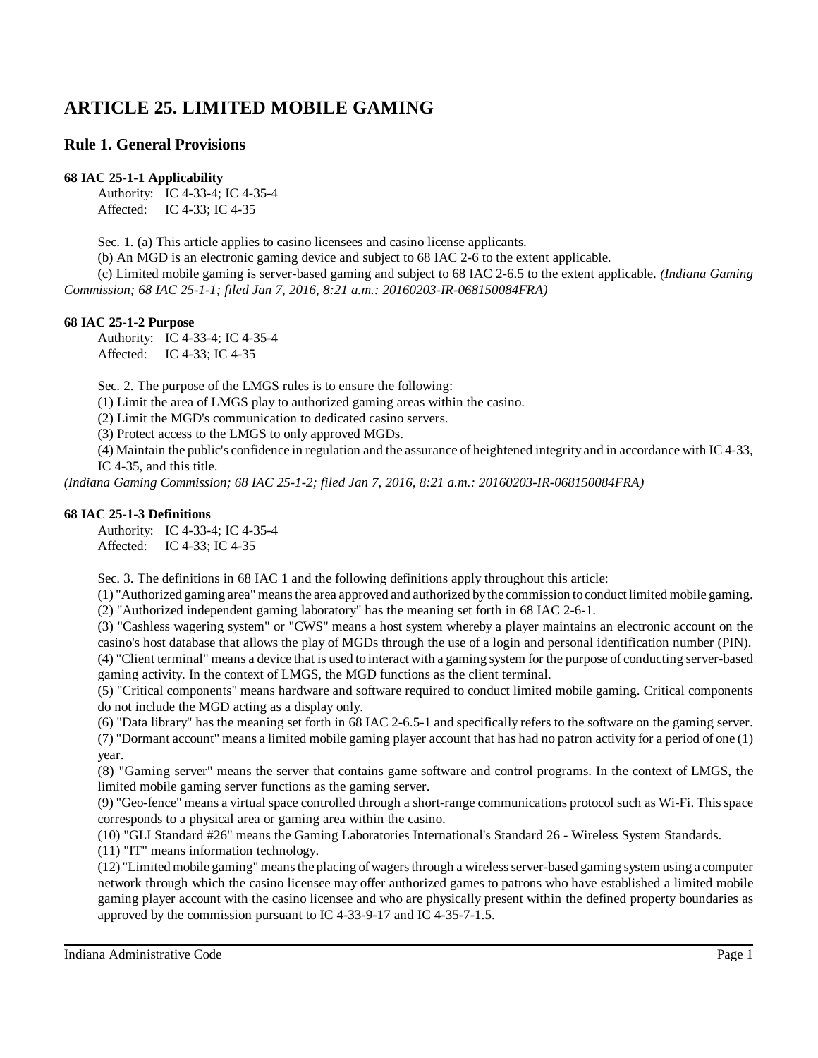# ARTICLE 25. LIMITED MOBILE GAMING

## Rule 1. General Provisions

### 68 IAC 25-1-1 Applicability

Authority: IC 4-33-4; IC 4-35-4
Affected: IC 4-33; IC 4-35

Sec. 1. (a) This article applies to casino licensees and casino license applicants.

(b) An MGD is an electronic gaming device and subject to 68 IAC 2-6 to the extent applicable.

(c) Limited mobile gaming is server-based gaming and subject to 68 IAC 2-6.5 to the extent applicable. *(Indiana Gaming Commission; 68 IAC 25-1-1; filed Jan 7, 2016, 8:21 a.m.: 20160203-IR-068150084FRA)*

### 68 IAC 25-1-2 Purpose

Authority: IC 4-33-4; IC 4-35-4
Affected: IC 4-33; IC 4-35

Sec. 2. The purpose of the LMGS rules is to ensure the following:

(1) Limit the area of LMGS play to authorized gaming areas within the casino.

(2) Limit the MGD's communication to dedicated casino servers.

(3) Protect access to the LMGS to only approved MGDs.

(4) Maintain the public's confidence in regulation and the assurance of heightened integrity and in accordance with IC 4-33, IC 4-35, and this title.

*(Indiana Gaming Commission; 68 IAC 25-1-2; filed Jan 7, 2016, 8:21 a.m.: 20160203-IR-068150084FRA)*

### 68 IAC 25-1-3 Definitions

Authority: IC 4-33-4; IC 4-35-4
Affected: IC 4-33; IC 4-35

Sec. 3. The definitions in 68 IAC 1 and the following definitions apply throughout this article:

(1) "Authorized gaming area" means the area approved and authorized by the commission to conduct limited mobile gaming.

(2) "Authorized independent gaming laboratory" has the meaning set forth in 68 IAC 2-6-1.

(3) "Cashless wagering system" or "CWS" means a host system whereby a player maintains an electronic account on the casino's host database that allows the play of MGDs through the use of a login and personal identification number (PIN).

(4) "Client terminal" means a device that is used to interact with a gaming system for the purpose of conducting server-based gaming activity. In the context of LMGS, the MGD functions as the client terminal.

(5) "Critical components" means hardware and software required to conduct limited mobile gaming. Critical components do not include the MGD acting as a display only.

(6) "Data library" has the meaning set forth in 68 IAC 2-6.5-1 and specifically refers to the software on the gaming server.

(7) "Dormant account" means a limited mobile gaming player account that has had no patron activity for a period of one (1) year.

(8) "Gaming server" means the server that contains game software and control programs. In the context of LMGS, the limited mobile gaming server functions as the gaming server.

(9) "Geo-fence" means a virtual space controlled through a short-range communications protocol such as Wi-Fi. This space corresponds to a physical area or gaming area within the casino.

(10) "GLI Standard #26" means the Gaming Laboratories International's Standard 26 - Wireless System Standards.

(11) "IT" means information technology.

(12) "Limited mobile gaming" means the placing of wagers through a wireless server-based gaming system using a computer network through which the casino licensee may offer authorized games to patrons who have established a limited mobile gaming player account with the casino licensee and who are physically present within the defined property boundaries as approved by the commission pursuant to IC 4-33-9-17 and IC 4-35-7-1.5.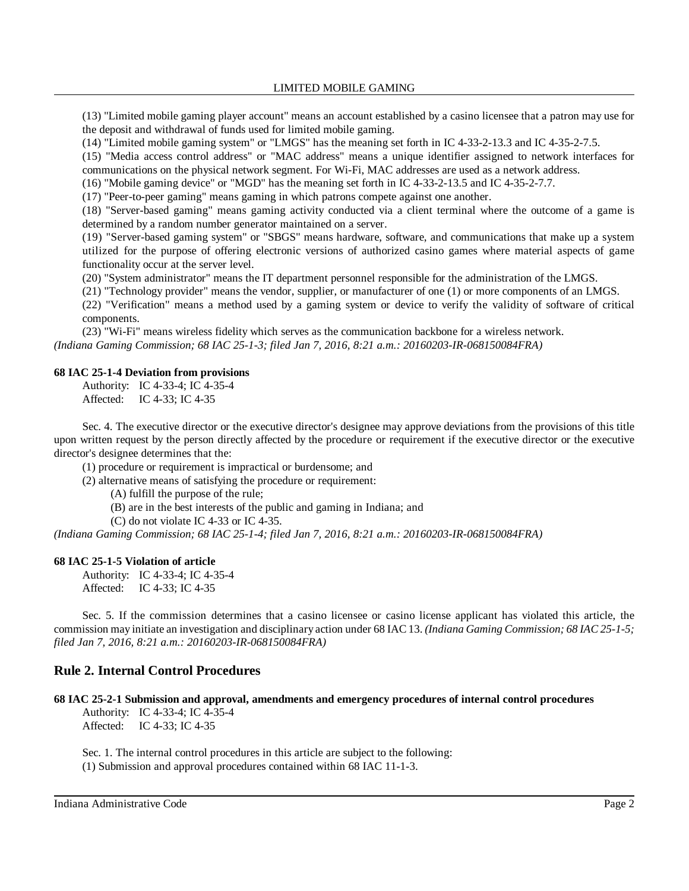(13) "Limited mobile gaming player account" means an account established by a casino licensee that a patron may use for the deposit and withdrawal of funds used for limited mobile gaming.

(14) "Limited mobile gaming system" or "LMGS" has the meaning set forth in IC 4-33-2-13.3 and IC 4-35-2-7.5.

(15) "Media access control address" or "MAC address" means a unique identifier assigned to network interfaces for communications on the physical network segment. For Wi-Fi, MAC addresses are used as a network address.

(16) "Mobile gaming device" or "MGD" has the meaning set forth in IC 4-33-2-13.5 and IC 4-35-2-7.7.

(17) "Peer-to-peer gaming" means gaming in which patrons compete against one another.

(18) "Server-based gaming" means gaming activity conducted via a client terminal where the outcome of a game is determined by a random number generator maintained on a server.

(19) "Server-based gaming system" or "SBGS" means hardware, software, and communications that make up a system utilized for the purpose of offering electronic versions of authorized casino games where material aspects of game functionality occur at the server level.

(20) "System administrator" means the IT department personnel responsible for the administration of the LMGS.

(21) "Technology provider" means the vendor, supplier, or manufacturer of one (1) or more components of an LMGS.

(22) "Verification" means a method used by a gaming system or device to verify the validity of software of critical components.

(23) "Wi-Fi" means wireless fidelity which serves as the communication backbone for a wireless network.

*(Indiana Gaming Commission; 68 IAC 25-1-3; filed Jan 7, 2016, 8:21 a.m.: 20160203-IR-068150084FRA)*

**68 IAC 25-1-4 Deviation from provisions**

Authority: IC 4-33-4; IC 4-35-4
Affected: IC 4-33; IC 4-35

Sec. 4. The executive director or the executive director's designee may approve deviations from the provisions of this title upon written request by the person directly affected by the procedure or requirement if the executive director or the executive director's designee determines that the:

(1) procedure or requirement is impractical or burdensome; and

(2) alternative means of satisfying the procedure or requirement:

(A) fulfill the purpose of the rule;

(B) are in the best interests of the public and gaming in Indiana; and

(C) do not violate IC 4-33 or IC 4-35.

*(Indiana Gaming Commission; 68 IAC 25-1-4; filed Jan 7, 2016, 8:21 a.m.: 20160203-IR-068150084FRA)*

**68 IAC 25-1-5 Violation of article**

Authority: IC 4-33-4; IC 4-35-4
Affected: IC 4-33; IC 4-35

Sec. 5. If the commission determines that a casino licensee or casino license applicant has violated this article, the commission may initiate an investigation and disciplinary action under 68 IAC 13. *(Indiana Gaming Commission; 68 IAC 25-1-5; filed Jan 7, 2016, 8:21 a.m.: 20160203-IR-068150084FRA)*

## Rule 2. Internal Control Procedures

**68 IAC 25-2-1 Submission and approval, amendments and emergency procedures of internal control procedures**

Authority: IC 4-33-4; IC 4-35-4
Affected: IC 4-33; IC 4-35

Sec. 1. The internal control procedures in this article are subject to the following:

(1) Submission and approval procedures contained within 68 IAC 11-1-3.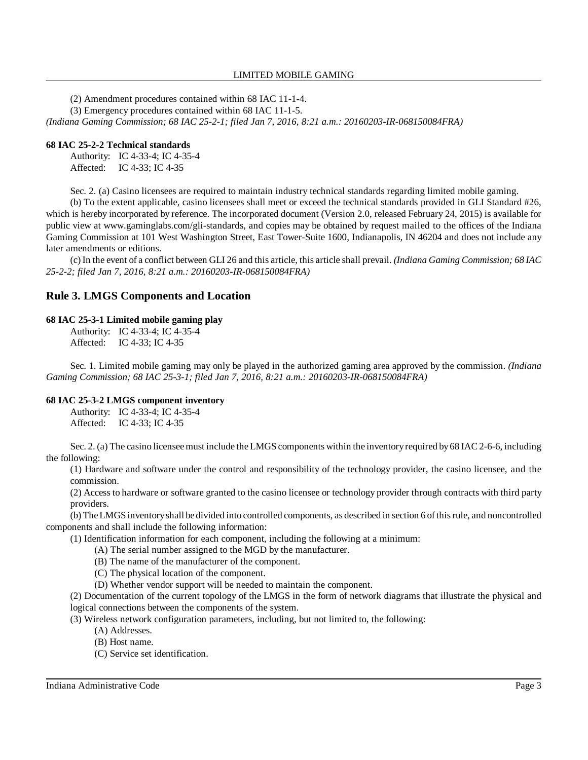(2) Amendment procedures contained within 68 IAC 11-1-4.

(3) Emergency procedures contained within 68 IAC 11-1-5.

*(Indiana Gaming Commission; 68 IAC 25-2-1; filed Jan 7, 2016, 8:21 a.m.: 20160203-IR-068150084FRA)*

**68 IAC 25-2-2 Technical standards**

Authority: IC 4-33-4; IC 4-35-4
Affected: IC 4-33; IC 4-35

Sec. 2. (a) Casino licensees are required to maintain industry technical standards regarding limited mobile gaming.

(b) To the extent applicable, casino licensees shall meet or exceed the technical standards provided in GLI Standard #26, which is hereby incorporated by reference. The incorporated document (Version 2.0, released February 24, 2015) is available for public view at www.gaminglabs.com/gli-standards, and copies may be obtained by request mailed to the offices of the Indiana Gaming Commission at 101 West Washington Street, East Tower-Suite 1600, Indianapolis, IN 46204 and does not include any later amendments or editions.

(c) In the event of a conflict between GLI 26 and this article, this article shall prevail. *(Indiana Gaming Commission; 68 IAC 25-2-2; filed Jan 7, 2016, 8:21 a.m.: 20160203-IR-068150084FRA)*

## Rule 3. LMGS Components and Location

**68 IAC 25-3-1 Limited mobile gaming play**

Authority: IC 4-33-4; IC 4-35-4
Affected: IC 4-33; IC 4-35

Sec. 1. Limited mobile gaming may only be played in the authorized gaming area approved by the commission. *(Indiana Gaming Commission; 68 IAC 25-3-1; filed Jan 7, 2016, 8:21 a.m.: 20160203-IR-068150084FRA)*

**68 IAC 25-3-2 LMGS component inventory**

Authority: IC 4-33-4; IC 4-35-4
Affected: IC 4-33; IC 4-35

Sec. 2. (a) The casino licensee must include the LMGS components within the inventory required by 68 IAC 2-6-6, including the following:

(1) Hardware and software under the control and responsibility of the technology provider, the casino licensee, and the commission.

(2) Access to hardware or software granted to the casino licensee or technology provider through contracts with third party providers.

(b) The LMGS inventory shall be divided into controlled components, as described in section 6 of this rule, and noncontrolled components and shall include the following information:

(1) Identification information for each component, including the following at a minimum:

(A) The serial number assigned to the MGD by the manufacturer.

(B) The name of the manufacturer of the component.

(C) The physical location of the component.

(D) Whether vendor support will be needed to maintain the component.

(2) Documentation of the current topology of the LMGS in the form of network diagrams that illustrate the physical and logical connections between the components of the system.

(3) Wireless network configuration parameters, including, but not limited to, the following:

(A) Addresses.

(B) Host name.

(C) Service set identification.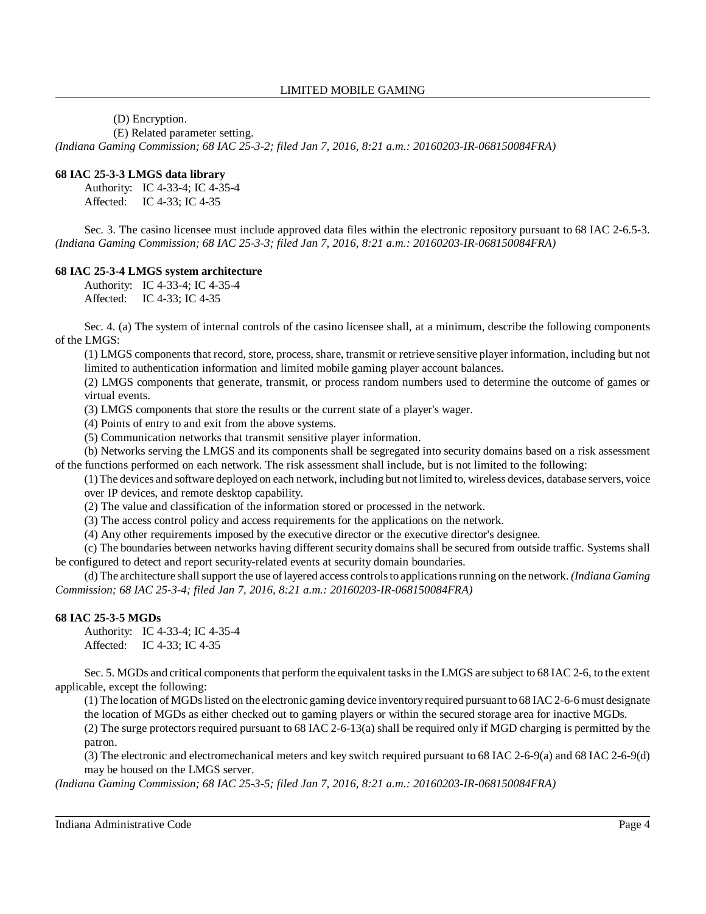(D) Encryption.

(E) Related parameter setting.

*(Indiana Gaming Commission; 68 IAC 25-3-2; filed Jan 7, 2016, 8:21 a.m.: 20160203-IR-068150084FRA)*

**68 IAC 25-3-3 LMGS data library**

Authority: IC 4-33-4; IC 4-35-4
Affected: IC 4-33; IC 4-35

Sec. 3. The casino licensee must include approved data files within the electronic repository pursuant to 68 IAC 2-6.5-3. *(Indiana Gaming Commission; 68 IAC 25-3-3; filed Jan 7, 2016, 8:21 a.m.: 20160203-IR-068150084FRA)*

**68 IAC 25-3-4 LMGS system architecture**

Authority: IC 4-33-4; IC 4-35-4
Affected: IC 4-33; IC 4-35

Sec. 4. (a) The system of internal controls of the casino licensee shall, at a minimum, describe the following components of the LMGS:

(1) LMGS components that record, store, process, share, transmit or retrieve sensitive player information, including but not limited to authentication information and limited mobile gaming player account balances.

(2) LMGS components that generate, transmit, or process random numbers used to determine the outcome of games or virtual events.

(3) LMGS components that store the results or the current state of a player's wager.

(4) Points of entry to and exit from the above systems.

(5) Communication networks that transmit sensitive player information.

(b) Networks serving the LMGS and its components shall be segregated into security domains based on a risk assessment of the functions performed on each network. The risk assessment shall include, but is not limited to the following:

(1) The devices and software deployed on each network, including but not limited to, wireless devices, database servers, voice over IP devices, and remote desktop capability.

(2) The value and classification of the information stored or processed in the network.

(3) The access control policy and access requirements for the applications on the network.

(4) Any other requirements imposed by the executive director or the executive director's designee.

(c) The boundaries between networks having different security domains shall be secured from outside traffic. Systems shall be configured to detect and report security-related events at security domain boundaries.

(d) The architecture shall support the use of layered access controls to applications running on the network. *(Indiana Gaming Commission; 68 IAC 25-3-4; filed Jan 7, 2016, 8:21 a.m.: 20160203-IR-068150084FRA)*

**68 IAC 25-3-5 MGDs**

Authority: IC 4-33-4; IC 4-35-4
Affected: IC 4-33; IC 4-35

Sec. 5. MGDs and critical components that perform the equivalent tasks in the LMGS are subject to 68 IAC 2-6, to the extent applicable, except the following:

(1) The location of MGDs listed on the electronic gaming device inventory required pursuant to 68 IAC 2-6-6 must designate the location of MGDs as either checked out to gaming players or within the secured storage area for inactive MGDs.

(2) The surge protectors required pursuant to 68 IAC 2-6-13(a) shall be required only if MGD charging is permitted by the patron.

(3) The electronic and electromechanical meters and key switch required pursuant to 68 IAC 2-6-9(a) and 68 IAC 2-6-9(d) may be housed on the LMGS server.

*(Indiana Gaming Commission; 68 IAC 25-3-5; filed Jan 7, 2016, 8:21 a.m.: 20160203-IR-068150084FRA)*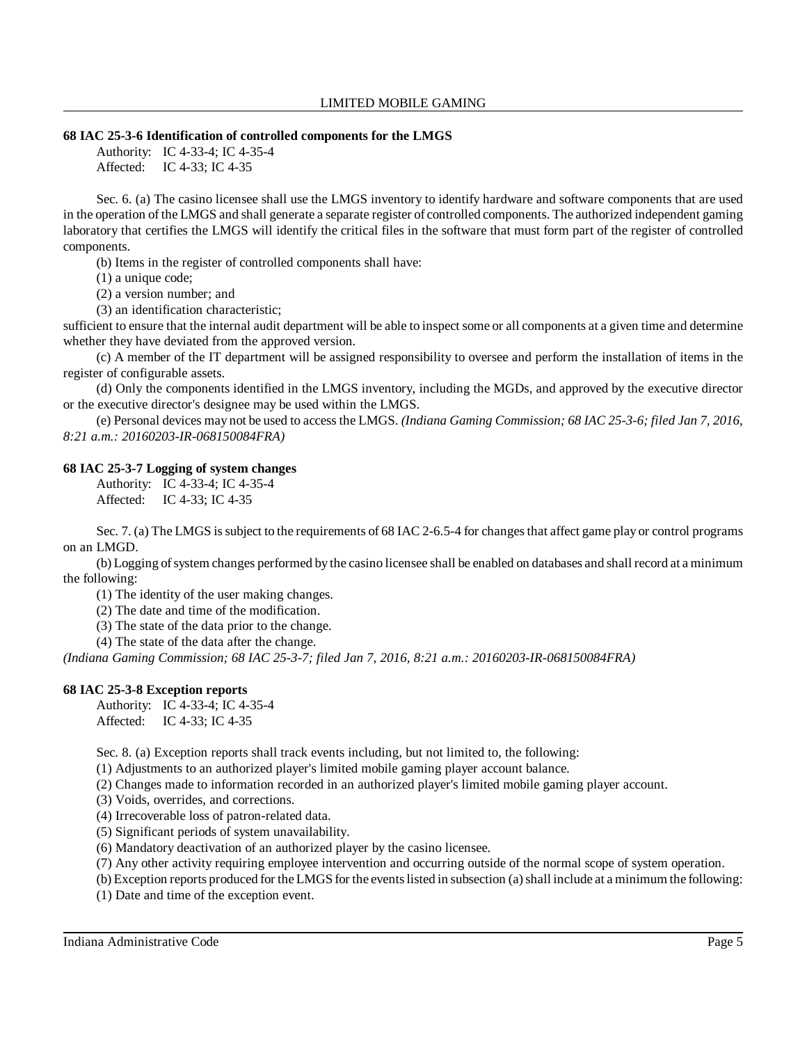### 68 IAC 25-3-6 Identification of controlled components for the LMGS

Authority: IC 4-33-4; IC 4-35-4
Affected: IC 4-33; IC 4-35

Sec. 6. (a) The casino licensee shall use the LMGS inventory to identify hardware and software components that are used in the operation of the LMGS and shall generate a separate register of controlled components. The authorized independent gaming laboratory that certifies the LMGS will identify the critical files in the software that must form part of the register of controlled components.

(b) Items in the register of controlled components shall have:

(1) a unique code;

(2) a version number; and

(3) an identification characteristic;

sufficient to ensure that the internal audit department will be able to inspect some or all components at a given time and determine whether they have deviated from the approved version.

(c) A member of the IT department will be assigned responsibility to oversee and perform the installation of items in the register of configurable assets.

(d) Only the components identified in the LMGS inventory, including the MGDs, and approved by the executive director or the executive director's designee may be used within the LMGS.

(e) Personal devices may not be used to access the LMGS. *(Indiana Gaming Commission; 68 IAC 25-3-6; filed Jan 7, 2016, 8:21 a.m.: 20160203-IR-068150084FRA)*

### 68 IAC 25-3-7 Logging of system changes

Authority: IC 4-33-4; IC 4-35-4
Affected: IC 4-33; IC 4-35

Sec. 7. (a) The LMGS is subject to the requirements of 68 IAC 2-6.5-4 for changes that affect game play or control programs on an LMGD.

(b) Logging of system changes performed by the casino licensee shall be enabled on databases and shall record at a minimum the following:

(1) The identity of the user making changes.

(2) The date and time of the modification.

(3) The state of the data prior to the change.

(4) The state of the data after the change.

*(Indiana Gaming Commission; 68 IAC 25-3-7; filed Jan 7, 2016, 8:21 a.m.: 20160203-IR-068150084FRA)*

### 68 IAC 25-3-8 Exception reports

Authority: IC 4-33-4; IC 4-35-4
Affected: IC 4-33; IC 4-35

Sec. 8. (a) Exception reports shall track events including, but not limited to, the following:

(1) Adjustments to an authorized player's limited mobile gaming player account balance.

(2) Changes made to information recorded in an authorized player's limited mobile gaming player account.

(3) Voids, overrides, and corrections.

(4) Irrecoverable loss of patron-related data.

(5) Significant periods of system unavailability.

(6) Mandatory deactivation of an authorized player by the casino licensee.

(7) Any other activity requiring employee intervention and occurring outside of the normal scope of system operation.

(b) Exception reports produced for the LMGS for the events listed in subsection (a) shall include at a minimum the following:

(1) Date and time of the exception event.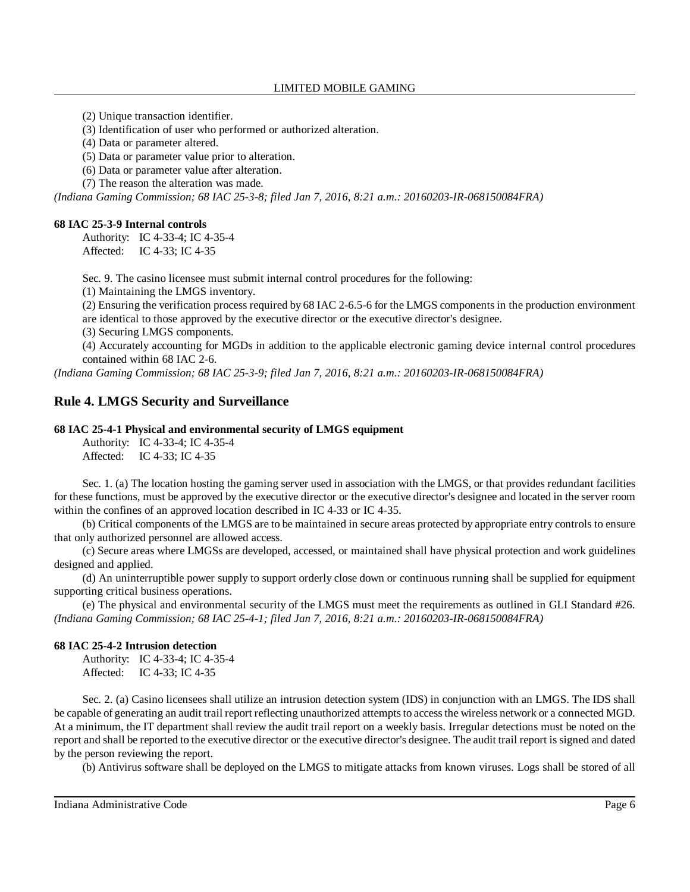(2) Unique transaction identifier.

(3) Identification of user who performed or authorized alteration.

(4) Data or parameter altered.

(5) Data or parameter value prior to alteration.

(6) Data or parameter value after alteration.

(7) The reason the alteration was made.

*(Indiana Gaming Commission; 68 IAC 25-3-8; filed Jan 7, 2016, 8:21 a.m.: 20160203-IR-068150084FRA)*

**68 IAC 25-3-9 Internal controls**

Authority: IC 4-33-4; IC 4-35-4
Affected: IC 4-33; IC 4-35

Sec. 9. The casino licensee must submit internal control procedures for the following:

(1) Maintaining the LMGS inventory.

(2) Ensuring the verification process required by 68 IAC 2-6.5-6 for the LMGS components in the production environment are identical to those approved by the executive director or the executive director's designee.

(3) Securing LMGS components.

(4) Accurately accounting for MGDs in addition to the applicable electronic gaming device internal control procedures contained within 68 IAC 2-6.

*(Indiana Gaming Commission; 68 IAC 25-3-9; filed Jan 7, 2016, 8:21 a.m.: 20160203-IR-068150084FRA)*

## Rule 4. LMGS Security and Surveillance

**68 IAC 25-4-1 Physical and environmental security of LMGS equipment**

Authority: IC 4-33-4; IC 4-35-4
Affected: IC 4-33; IC 4-35

Sec. 1. (a) The location hosting the gaming server used in association with the LMGS, or that provides redundant facilities for these functions, must be approved by the executive director or the executive director's designee and located in the server room within the confines of an approved location described in IC 4-33 or IC 4-35.

(b) Critical components of the LMGS are to be maintained in secure areas protected by appropriate entry controls to ensure that only authorized personnel are allowed access.

(c) Secure areas where LMGSs are developed, accessed, or maintained shall have physical protection and work guidelines designed and applied.

(d) An uninterruptible power supply to support orderly close down or continuous running shall be supplied for equipment supporting critical business operations.

(e) The physical and environmental security of the LMGS must meet the requirements as outlined in GLI Standard #26.

*(Indiana Gaming Commission; 68 IAC 25-4-1; filed Jan 7, 2016, 8:21 a.m.: 20160203-IR-068150084FRA)*

**68 IAC 25-4-2 Intrusion detection**

Authority: IC 4-33-4; IC 4-35-4
Affected: IC 4-33; IC 4-35

Sec. 2. (a) Casino licensees shall utilize an intrusion detection system (IDS) in conjunction with an LMGS. The IDS shall be capable of generating an audit trail report reflecting unauthorized attempts to access the wireless network or a connected MGD. At a minimum, the IT department shall review the audit trail report on a weekly basis. Irregular detections must be noted on the report and shall be reported to the executive director or the executive director's designee. The audit trail report is signed and dated by the person reviewing the report.

(b) Antivirus software shall be deployed on the LMGS to mitigate attacks from known viruses. Logs shall be stored of all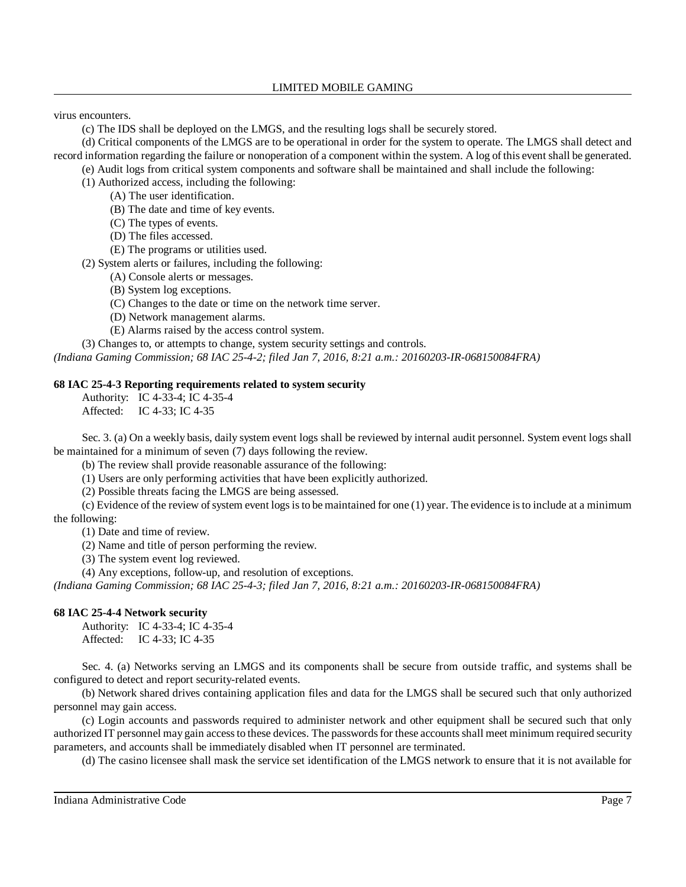virus encounters.

(c) The IDS shall be deployed on the LMGS, and the resulting logs shall be securely stored.

(d) Critical components of the LMGS are to be operational in order for the system to operate. The LMGS shall detect and record information regarding the failure or nonoperation of a component within the system. A log of this event shall be generated.

(e) Audit logs from critical system components and software shall be maintained and shall include the following:

(1) Authorized access, including the following:

(A) The user identification.

(B) The date and time of key events.

(C) The types of events.

(D) The files accessed.

(E) The programs or utilities used.

(2) System alerts or failures, including the following:

(A) Console alerts or messages.

(B) System log exceptions.

(C) Changes to the date or time on the network time server.

(D) Network management alarms.

(E) Alarms raised by the access control system.

(3) Changes to, or attempts to change, system security settings and controls.

*(Indiana Gaming Commission; 68 IAC 25-4-2; filed Jan 7, 2016, 8:21 a.m.: 20160203-IR-068150084FRA)*

**68 IAC 25-4-3 Reporting requirements related to system security**

Authority: IC 4-33-4; IC 4-35-4
Affected: IC 4-33; IC 4-35

Sec. 3. (a) On a weekly basis, daily system event logs shall be reviewed by internal audit personnel. System event logs shall be maintained for a minimum of seven (7) days following the review.

(b) The review shall provide reasonable assurance of the following:

(1) Users are only performing activities that have been explicitly authorized.

(2) Possible threats facing the LMGS are being assessed.

(c) Evidence of the review of system event logs is to be maintained for one (1) year. The evidence is to include at a minimum the following:

(1) Date and time of review.

(2) Name and title of person performing the review.

(3) The system event log reviewed.

(4) Any exceptions, follow-up, and resolution of exceptions.

*(Indiana Gaming Commission; 68 IAC 25-4-3; filed Jan 7, 2016, 8:21 a.m.: 20160203-IR-068150084FRA)*

**68 IAC 25-4-4 Network security**

Authority: IC 4-33-4; IC 4-35-4
Affected: IC 4-33; IC 4-35

Sec. 4. (a) Networks serving an LMGS and its components shall be secure from outside traffic, and systems shall be configured to detect and report security-related events.

(b) Network shared drives containing application files and data for the LMGS shall be secured such that only authorized personnel may gain access.

(c) Login accounts and passwords required to administer network and other equipment shall be secured such that only authorized IT personnel may gain access to these devices. The passwords for these accounts shall meet minimum required security parameters, and accounts shall be immediately disabled when IT personnel are terminated.

(d) The casino licensee shall mask the service set identification of the LMGS network to ensure that it is not available for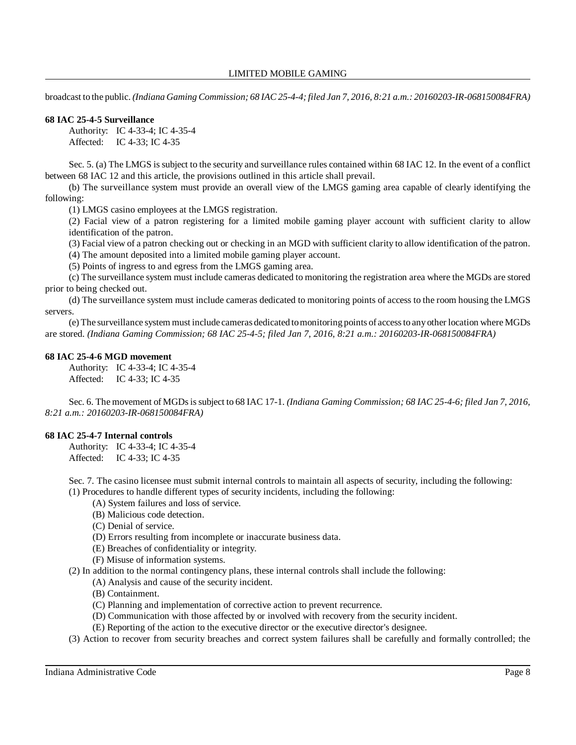broadcast to the public. *(Indiana Gaming Commission; 68 IAC 25-4-4; filed Jan 7, 2016, 8:21 a.m.: 20160203-IR-068150084FRA)*

**68 IAC 25-4-5 Surveillance**

Authority: IC 4-33-4; IC 4-35-4
Affected: IC 4-33; IC 4-35

Sec. 5. (a) The LMGS is subject to the security and surveillance rules contained within 68 IAC 12. In the event of a conflict between 68 IAC 12 and this article, the provisions outlined in this article shall prevail.

(b) The surveillance system must provide an overall view of the LMGS gaming area capable of clearly identifying the following:

(1) LMGS casino employees at the LMGS registration.

(2) Facial view of a patron registering for a limited mobile gaming player account with sufficient clarity to allow identification of the patron.

(3) Facial view of a patron checking out or checking in an MGD with sufficient clarity to allow identification of the patron.

(4) The amount deposited into a limited mobile gaming player account.

(5) Points of ingress to and egress from the LMGS gaming area.

(c) The surveillance system must include cameras dedicated to monitoring the registration area where the MGDs are stored prior to being checked out.

(d) The surveillance system must include cameras dedicated to monitoring points of access to the room housing the LMGS servers.

(e) The surveillance system must include cameras dedicated to monitoring points of access to any other location where MGDs are stored. *(Indiana Gaming Commission; 68 IAC 25-4-5; filed Jan 7, 2016, 8:21 a.m.: 20160203-IR-068150084FRA)*

**68 IAC 25-4-6 MGD movement**

Authority: IC 4-33-4; IC 4-35-4
Affected: IC 4-33; IC 4-35

Sec. 6. The movement of MGDs is subject to 68 IAC 17-1. *(Indiana Gaming Commission; 68 IAC 25-4-6; filed Jan 7, 2016, 8:21 a.m.: 20160203-IR-068150084FRA)*

**68 IAC 25-4-7 Internal controls**

Authority: IC 4-33-4; IC 4-35-4
Affected: IC 4-33; IC 4-35

Sec. 7. The casino licensee must submit internal controls to maintain all aspects of security, including the following:

(1) Procedures to handle different types of security incidents, including the following:

(A) System failures and loss of service.

(B) Malicious code detection.

(C) Denial of service.

(D) Errors resulting from incomplete or inaccurate business data.

(E) Breaches of confidentiality or integrity.

(F) Misuse of information systems.

(2) In addition to the normal contingency plans, these internal controls shall include the following:

(A) Analysis and cause of the security incident.

(B) Containment.

(C) Planning and implementation of corrective action to prevent recurrence.

(D) Communication with those affected by or involved with recovery from the security incident.

(E) Reporting of the action to the executive director or the executive director's designee.

(3) Action to recover from security breaches and correct system failures shall be carefully and formally controlled; the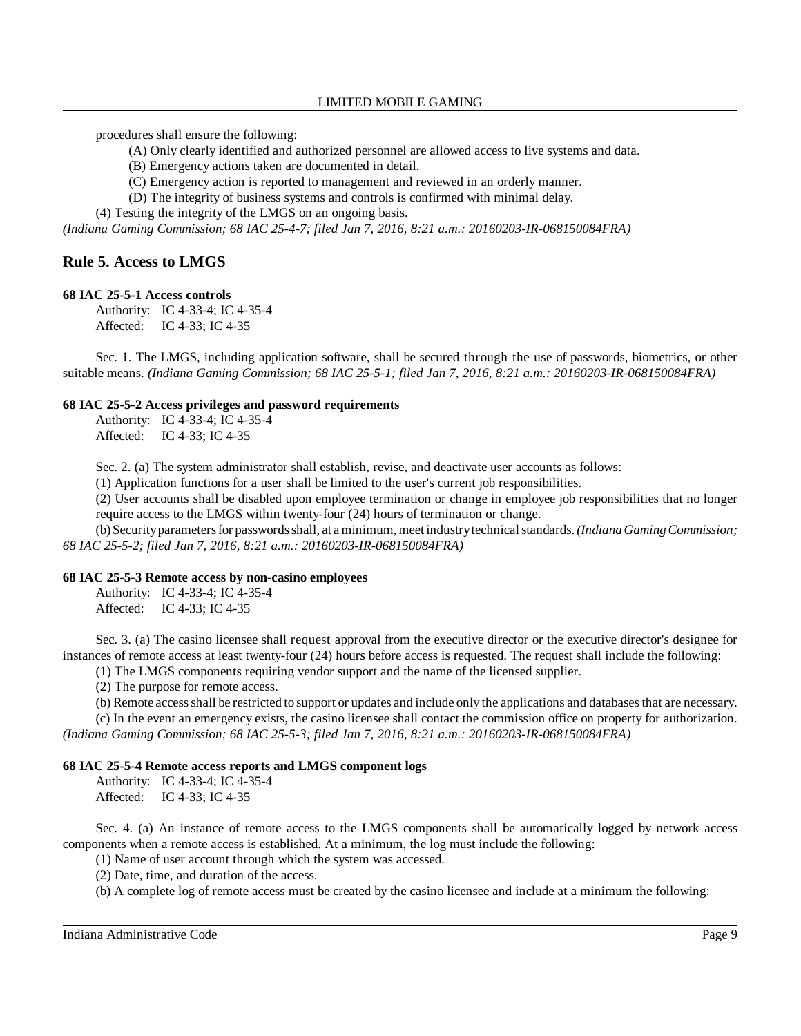procedures shall ensure the following:

(A) Only clearly identified and authorized personnel are allowed access to live systems and data.

(B) Emergency actions taken are documented in detail.

(C) Emergency action is reported to management and reviewed in an orderly manner.

(D) The integrity of business systems and controls is confirmed with minimal delay.

(4) Testing the integrity of the LMGS on an ongoing basis.

*(Indiana Gaming Commission; 68 IAC 25-4-7; filed Jan 7, 2016, 8:21 a.m.: 20160203-IR-068150084FRA)*

## Rule 5. Access to LMGS

**68 IAC 25-5-1 Access controls**

Authority: IC 4-33-4; IC 4-35-4
Affected: IC 4-33; IC 4-35

Sec. 1. The LMGS, including application software, shall be secured through the use of passwords, biometrics, or other suitable means. *(Indiana Gaming Commission; 68 IAC 25-5-1; filed Jan 7, 2016, 8:21 a.m.: 20160203-IR-068150084FRA)*

**68 IAC 25-5-2 Access privileges and password requirements**

Authority: IC 4-33-4; IC 4-35-4
Affected: IC 4-33; IC 4-35

Sec. 2. (a) The system administrator shall establish, revise, and deactivate user accounts as follows:

(1) Application functions for a user shall be limited to the user's current job responsibilities.

(2) User accounts shall be disabled upon employee termination or change in employee job responsibilities that no longer require access to the LMGS within twenty-four (24) hours of termination or change.

(b) Security parameters for passwords shall, at a minimum, meet industry technical standards. *(Indiana Gaming Commission; 68 IAC 25-5-2; filed Jan 7, 2016, 8:21 a.m.: 20160203-IR-068150084FRA)*

**68 IAC 25-5-3 Remote access by non-casino employees**

Authority: IC 4-33-4; IC 4-35-4
Affected: IC 4-33; IC 4-35

Sec. 3. (a) The casino licensee shall request approval from the executive director or the executive director's designee for instances of remote access at least twenty-four (24) hours before access is requested. The request shall include the following:

(1) The LMGS components requiring vendor support and the name of the licensed supplier.

(2) The purpose for remote access.

(b) Remote access shall be restricted to support or updates and include only the applications and databases that are necessary.

(c) In the event an emergency exists, the casino licensee shall contact the commission office on property for authorization. *(Indiana Gaming Commission; 68 IAC 25-5-3; filed Jan 7, 2016, 8:21 a.m.: 20160203-IR-068150084FRA)*

**68 IAC 25-5-4 Remote access reports and LMGS component logs**

Authority: IC 4-33-4; IC 4-35-4
Affected: IC 4-33; IC 4-35

Sec. 4. (a) An instance of remote access to the LMGS components shall be automatically logged by network access components when a remote access is established. At a minimum, the log must include the following:

(1) Name of user account through which the system was accessed.

(2) Date, time, and duration of the access.

(b) A complete log of remote access must be created by the casino licensee and include at a minimum the following: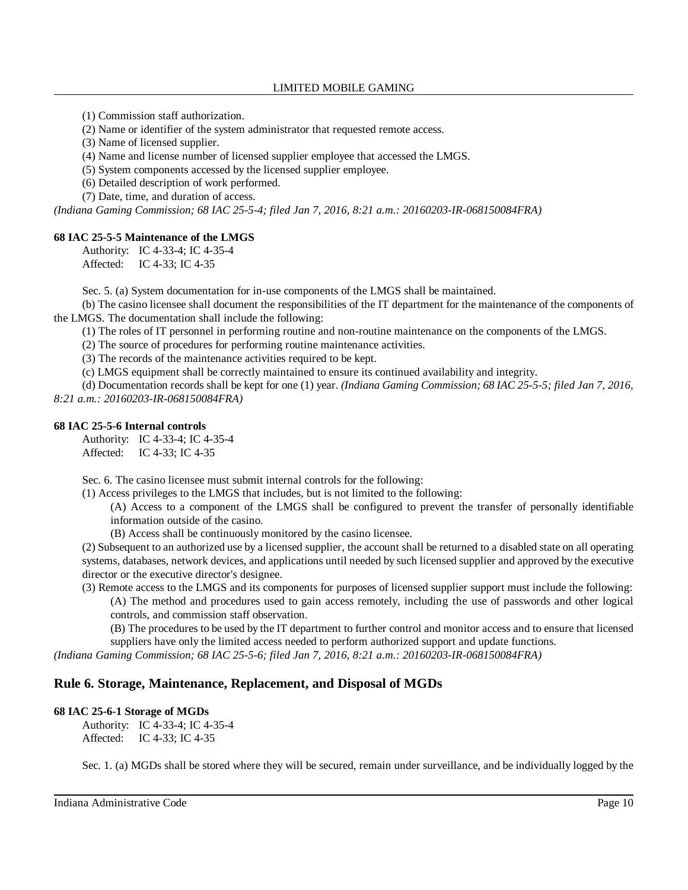(1) Commission staff authorization.

(2) Name or identifier of the system administrator that requested remote access.

(3) Name of licensed supplier.

(4) Name and license number of licensed supplier employee that accessed the LMGS.

(5) System components accessed by the licensed supplier employee.

(6) Detailed description of work performed.

(7) Date, time, and duration of access.

*(Indiana Gaming Commission; 68 IAC 25-5-4; filed Jan 7, 2016, 8:21 a.m.: 20160203-IR-068150084FRA)*

**68 IAC 25-5-5 Maintenance of the LMGS**

Authority: IC 4-33-4; IC 4-35-4
Affected: IC 4-33; IC 4-35

Sec. 5. (a) System documentation for in-use components of the LMGS shall be maintained.

(b) The casino licensee shall document the responsibilities of the IT department for the maintenance of the components of the LMGS. The documentation shall include the following:

(1) The roles of IT personnel in performing routine and non-routine maintenance on the components of the LMGS.

(2) The source of procedures for performing routine maintenance activities.

(3) The records of the maintenance activities required to be kept.

(c) LMGS equipment shall be correctly maintained to ensure its continued availability and integrity.

(d) Documentation records shall be kept for one (1) year. *(Indiana Gaming Commission; 68 IAC 25-5-5; filed Jan 7, 2016, 8:21 a.m.: 20160203-IR-068150084FRA)*

**68 IAC 25-5-6 Internal controls**

Authority: IC 4-33-4; IC 4-35-4
Affected: IC 4-33; IC 4-35

Sec. 6. The casino licensee must submit internal controls for the following:

(1) Access privileges to the LMGS that includes, but is not limited to the following:

(A) Access to a component of the LMGS shall be configured to prevent the transfer of personally identifiable information outside of the casino.

(B) Access shall be continuously monitored by the casino licensee.

(2) Subsequent to an authorized use by a licensed supplier, the account shall be returned to a disabled state on all operating systems, databases, network devices, and applications until needed by such licensed supplier and approved by the executive director or the executive director's designee.

(3) Remote access to the LMGS and its components for purposes of licensed supplier support must include the following:

(A) The method and procedures used to gain access remotely, including the use of passwords and other logical controls, and commission staff observation.

(B) The procedures to be used by the IT department to further control and monitor access and to ensure that licensed suppliers have only the limited access needed to perform authorized support and update functions.

*(Indiana Gaming Commission; 68 IAC 25-5-6; filed Jan 7, 2016, 8:21 a.m.: 20160203-IR-068150084FRA)*

## Rule 6. Storage, Maintenance, Replacement, and Disposal of MGDs

**68 IAC 25-6-1 Storage of MGDs**

Authority: IC 4-33-4; IC 4-35-4
Affected: IC 4-33; IC 4-35

Sec. 1. (a) MGDs shall be stored where they will be secured, remain under surveillance, and be individually logged by the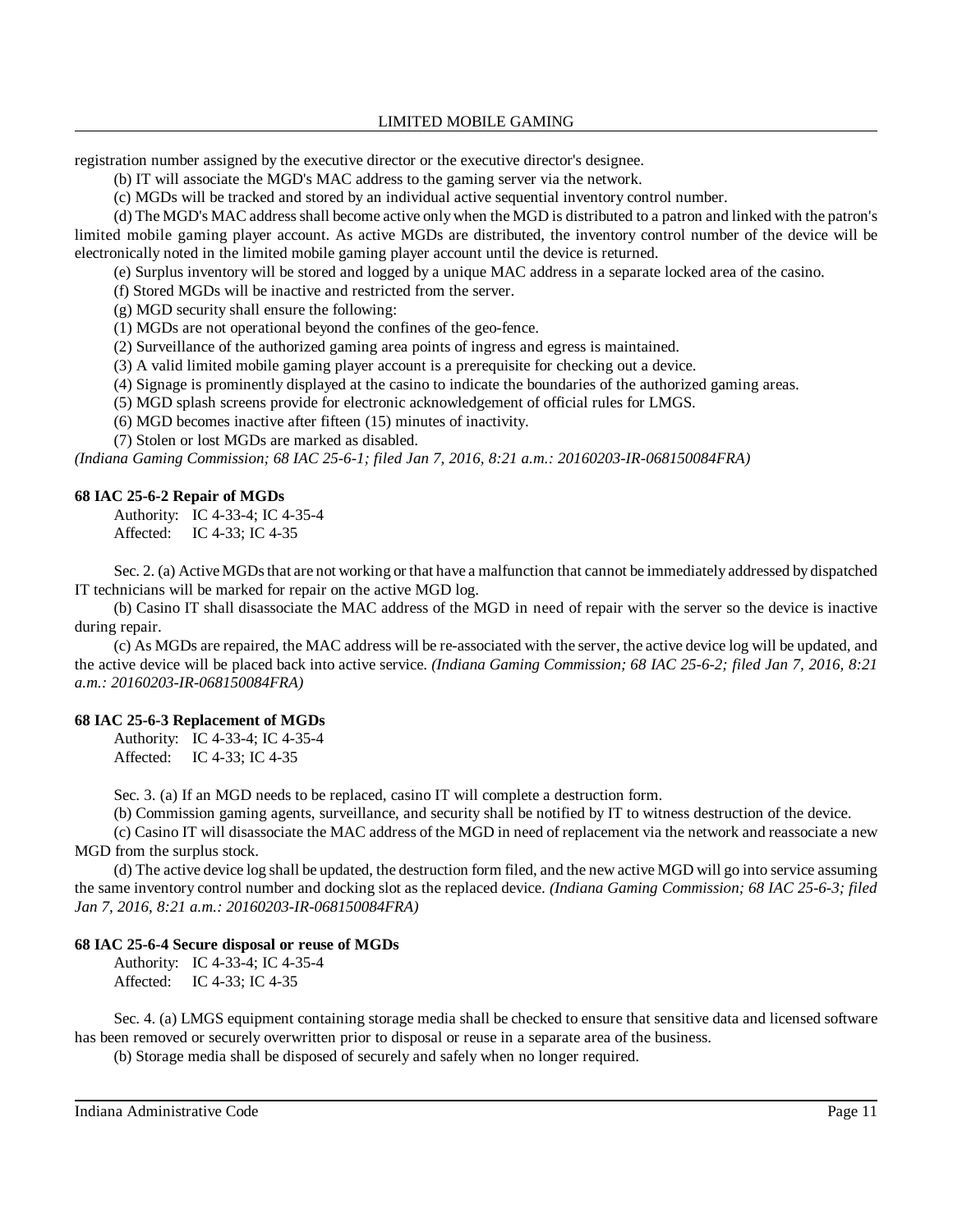registration number assigned by the executive director or the executive director's designee.

(b) IT will associate the MGD's MAC address to the gaming server via the network.

(c) MGDs will be tracked and stored by an individual active sequential inventory control number.

(d) The MGD's MAC address shall become active only when the MGD is distributed to a patron and linked with the patron's limited mobile gaming player account. As active MGDs are distributed, the inventory control number of the device will be electronically noted in the limited mobile gaming player account until the device is returned.

(e) Surplus inventory will be stored and logged by a unique MAC address in a separate locked area of the casino.

(f) Stored MGDs will be inactive and restricted from the server.

(g) MGD security shall ensure the following:

(1) MGDs are not operational beyond the confines of the geo-fence.

(2) Surveillance of the authorized gaming area points of ingress and egress is maintained.

(3) A valid limited mobile gaming player account is a prerequisite for checking out a device.

(4) Signage is prominently displayed at the casino to indicate the boundaries of the authorized gaming areas.

(5) MGD splash screens provide for electronic acknowledgement of official rules for LMGS.

(6) MGD becomes inactive after fifteen (15) minutes of inactivity.

(7) Stolen or lost MGDs are marked as disabled.

*(Indiana Gaming Commission; 68 IAC 25-6-1; filed Jan 7, 2016, 8:21 a.m.: 20160203-IR-068150084FRA)*

**68 IAC 25-6-2 Repair of MGDs**

Authority: IC 4-33-4; IC 4-35-4
Affected: IC 4-33; IC 4-35

Sec. 2. (a) Active MGDs that are not working or that have a malfunction that cannot be immediately addressed by dispatched IT technicians will be marked for repair on the active MGD log.

(b) Casino IT shall disassociate the MAC address of the MGD in need of repair with the server so the device is inactive during repair.

(c) As MGDs are repaired, the MAC address will be re-associated with the server, the active device log will be updated, and the active device will be placed back into active service. *(Indiana Gaming Commission; 68 IAC 25-6-2; filed Jan 7, 2016, 8:21 a.m.: 20160203-IR-068150084FRA)*

**68 IAC 25-6-3 Replacement of MGDs**

Authority: IC 4-33-4; IC 4-35-4
Affected: IC 4-33; IC 4-35

Sec. 3. (a) If an MGD needs to be replaced, casino IT will complete a destruction form.

(b) Commission gaming agents, surveillance, and security shall be notified by IT to witness destruction of the device.

(c) Casino IT will disassociate the MAC address of the MGD in need of replacement via the network and reassociate a new MGD from the surplus stock.

(d) The active device log shall be updated, the destruction form filed, and the new active MGD will go into service assuming the same inventory control number and docking slot as the replaced device. *(Indiana Gaming Commission; 68 IAC 25-6-3; filed Jan 7, 2016, 8:21 a.m.: 20160203-IR-068150084FRA)*

**68 IAC 25-6-4 Secure disposal or reuse of MGDs**

Authority: IC 4-33-4; IC 4-35-4
Affected: IC 4-33; IC 4-35

Sec. 4. (a) LMGS equipment containing storage media shall be checked to ensure that sensitive data and licensed software has been removed or securely overwritten prior to disposal or reuse in a separate area of the business.

(b) Storage media shall be disposed of securely and safely when no longer required.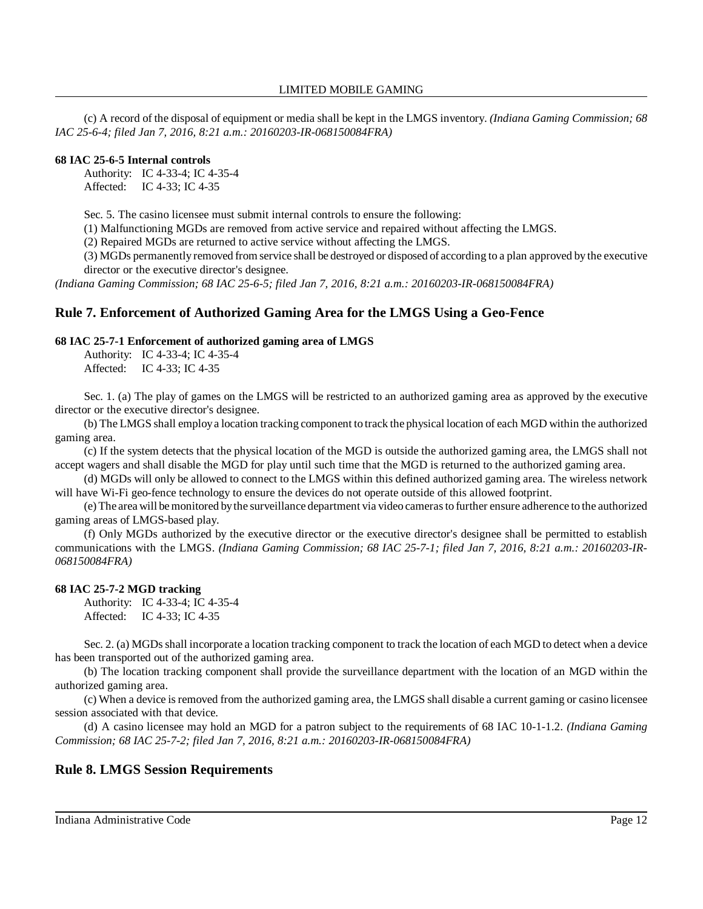(c) A record of the disposal of equipment or media shall be kept in the LMGS inventory. *(Indiana Gaming Commission; 68 IAC 25-6-4; filed Jan 7, 2016, 8:21 a.m.: 20160203-IR-068150084FRA)*

**68 IAC 25-6-5 Internal controls**

Authority: IC 4-33-4; IC 4-35-4
Affected: IC 4-33; IC 4-35

Sec. 5. The casino licensee must submit internal controls to ensure the following:

(1) Malfunctioning MGDs are removed from active service and repaired without affecting the LMGS.

(2) Repaired MGDs are returned to active service without affecting the LMGS.

(3) MGDs permanently removed from service shall be destroyed or disposed of according to a plan approved by the executive director or the executive director's designee.

*(Indiana Gaming Commission; 68 IAC 25-6-5; filed Jan 7, 2016, 8:21 a.m.: 20160203-IR-068150084FRA)*

## Rule 7. Enforcement of Authorized Gaming Area for the LMGS Using a Geo-Fence

**68 IAC 25-7-1 Enforcement of authorized gaming area of LMGS**

Authority: IC 4-33-4; IC 4-35-4
Affected: IC 4-33; IC 4-35

Sec. 1. (a) The play of games on the LMGS will be restricted to an authorized gaming area as approved by the executive director or the executive director's designee.

(b) The LMGS shall employ a location tracking component to track the physical location of each MGD within the authorized gaming area.

(c) If the system detects that the physical location of the MGD is outside the authorized gaming area, the LMGS shall not accept wagers and shall disable the MGD for play until such time that the MGD is returned to the authorized gaming area.

(d) MGDs will only be allowed to connect to the LMGS within this defined authorized gaming area. The wireless network will have Wi-Fi geo-fence technology to ensure the devices do not operate outside of this allowed footprint.

(e) The area will be monitored by the surveillance department via video cameras to further ensure adherence to the authorized gaming areas of LMGS-based play.

(f) Only MGDs authorized by the executive director or the executive director's designee shall be permitted to establish communications with the LMGS. *(Indiana Gaming Commission; 68 IAC 25-7-1; filed Jan 7, 2016, 8:21 a.m.: 20160203-IR-068150084FRA)*

**68 IAC 25-7-2 MGD tracking**

Authority: IC 4-33-4; IC 4-35-4
Affected: IC 4-33; IC 4-35

Sec. 2. (a) MGDs shall incorporate a location tracking component to track the location of each MGD to detect when a device has been transported out of the authorized gaming area.

(b) The location tracking component shall provide the surveillance department with the location of an MGD within the authorized gaming area.

(c) When a device is removed from the authorized gaming area, the LMGS shall disable a current gaming or casino licensee session associated with that device.

(d) A casino licensee may hold an MGD for a patron subject to the requirements of 68 IAC 10-1-1.2. *(Indiana Gaming Commission; 68 IAC 25-7-2; filed Jan 7, 2016, 8:21 a.m.: 20160203-IR-068150084FRA)*

## Rule 8. LMGS Session Requirements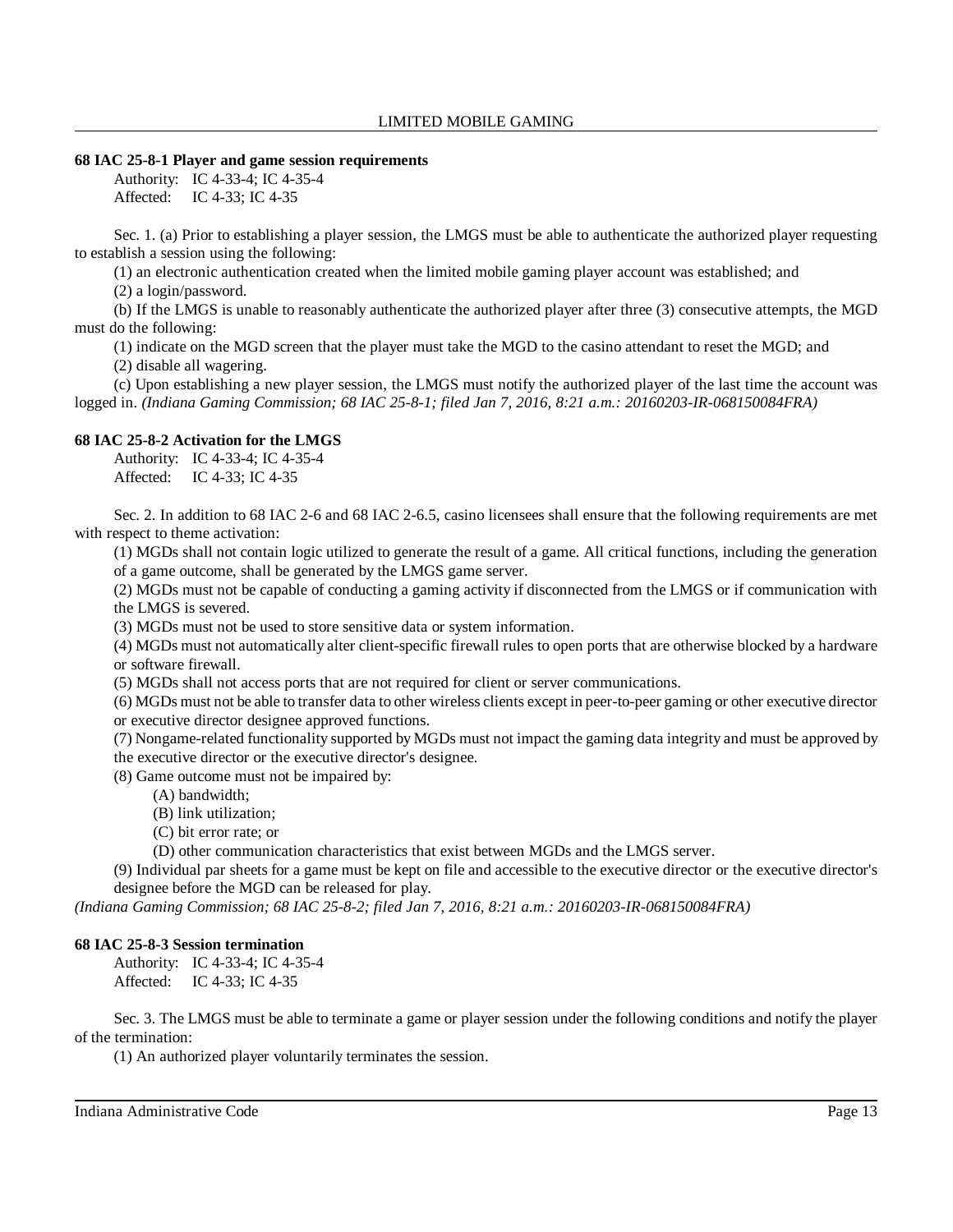### 68 IAC 25-8-1 Player and game session requirements

Authority: IC 4-33-4; IC 4-35-4
Affected: IC 4-33; IC 4-35

Sec. 1. (a) Prior to establishing a player session, the LMGS must be able to authenticate the authorized player requesting to establish a session using the following:

(1) an electronic authentication created when the limited mobile gaming player account was established; and

(2) a login/password.

(b) If the LMGS is unable to reasonably authenticate the authorized player after three (3) consecutive attempts, the MGD must do the following:

(1) indicate on the MGD screen that the player must take the MGD to the casino attendant to reset the MGD; and

(2) disable all wagering.

(c) Upon establishing a new player session, the LMGS must notify the authorized player of the last time the account was logged in. *(Indiana Gaming Commission; 68 IAC 25-8-1; filed Jan 7, 2016, 8:21 a.m.: 20160203-IR-068150084FRA)*

### 68 IAC 25-8-2 Activation for the LMGS

Authority: IC 4-33-4; IC 4-35-4
Affected: IC 4-33; IC 4-35

Sec. 2. In addition to 68 IAC 2-6 and 68 IAC 2-6.5, casino licensees shall ensure that the following requirements are met with respect to theme activation:

(1) MGDs shall not contain logic utilized to generate the result of a game. All critical functions, including the generation of a game outcome, shall be generated by the LMGS game server.

(2) MGDs must not be capable of conducting a gaming activity if disconnected from the LMGS or if communication with the LMGS is severed.

(3) MGDs must not be used to store sensitive data or system information.

(4) MGDs must not automatically alter client-specific firewall rules to open ports that are otherwise blocked by a hardware or software firewall.

(5) MGDs shall not access ports that are not required for client or server communications.

(6) MGDs must not be able to transfer data to other wireless clients except in peer-to-peer gaming or other executive director or executive director designee approved functions.

(7) Nongame-related functionality supported by MGDs must not impact the gaming data integrity and must be approved by the executive director or the executive director's designee.

(8) Game outcome must not be impaired by:

(A) bandwidth;

(B) link utilization;

(C) bit error rate; or

(D) other communication characteristics that exist between MGDs and the LMGS server.

(9) Individual par sheets for a game must be kept on file and accessible to the executive director or the executive director's designee before the MGD can be released for play.

*(Indiana Gaming Commission; 68 IAC 25-8-2; filed Jan 7, 2016, 8:21 a.m.: 20160203-IR-068150084FRA)*

### 68 IAC 25-8-3 Session termination

Authority: IC 4-33-4; IC 4-35-4
Affected: IC 4-33; IC 4-35

Sec. 3. The LMGS must be able to terminate a game or player session under the following conditions and notify the player of the termination:

(1) An authorized player voluntarily terminates the session.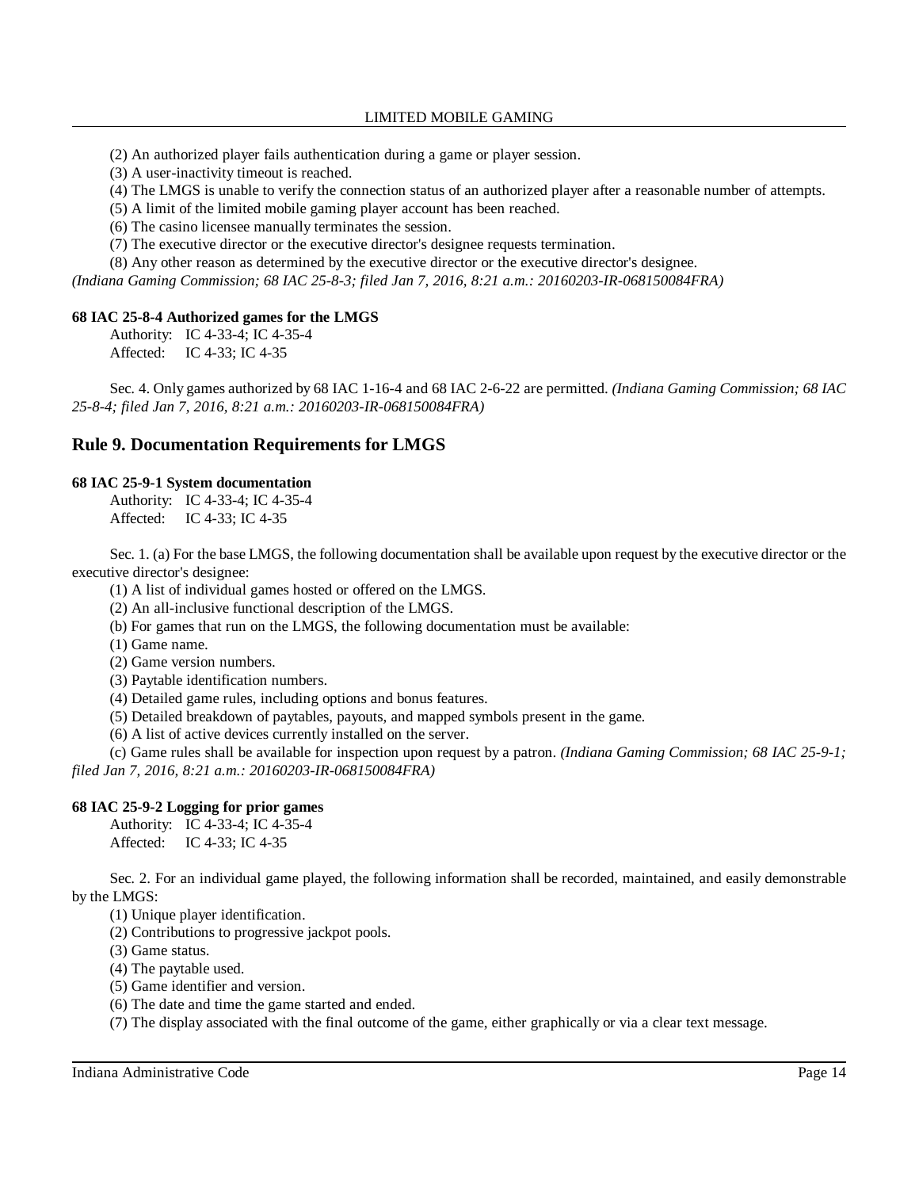(2) An authorized player fails authentication during a game or player session.

(3) A user-inactivity timeout is reached.

(4) The LMGS is unable to verify the connection status of an authorized player after a reasonable number of attempts.

(5) A limit of the limited mobile gaming player account has been reached.

(6) The casino licensee manually terminates the session.

(7) The executive director or the executive director's designee requests termination.

(8) Any other reason as determined by the executive director or the executive director's designee.

*(Indiana Gaming Commission; 68 IAC 25-8-3; filed Jan 7, 2016, 8:21 a.m.: 20160203-IR-068150084FRA)*

**68 IAC 25-8-4 Authorized games for the LMGS**

Authority: IC 4-33-4; IC 4-35-4
Affected: IC 4-33; IC 4-35

Sec. 4. Only games authorized by 68 IAC 1-16-4 and 68 IAC 2-6-22 are permitted. *(Indiana Gaming Commission; 68 IAC 25-8-4; filed Jan 7, 2016, 8:21 a.m.: 20160203-IR-068150084FRA)*

## Rule 9. Documentation Requirements for LMGS

**68 IAC 25-9-1 System documentation**

Authority: IC 4-33-4; IC 4-35-4
Affected: IC 4-33; IC 4-35

Sec. 1. (a) For the base LMGS, the following documentation shall be available upon request by the executive director or the executive director's designee:

(1) A list of individual games hosted or offered on the LMGS.

(2) An all-inclusive functional description of the LMGS.

(b) For games that run on the LMGS, the following documentation must be available:

(1) Game name.

(2) Game version numbers.

(3) Paytable identification numbers.

(4) Detailed game rules, including options and bonus features.

(5) Detailed breakdown of paytables, payouts, and mapped symbols present in the game.

(6) A list of active devices currently installed on the server.

(c) Game rules shall be available for inspection upon request by a patron. *(Indiana Gaming Commission; 68 IAC 25-9-1; filed Jan 7, 2016, 8:21 a.m.: 20160203-IR-068150084FRA)*

**68 IAC 25-9-2 Logging for prior games**

Authority: IC 4-33-4; IC 4-35-4
Affected: IC 4-33; IC 4-35

Sec. 2. For an individual game played, the following information shall be recorded, maintained, and easily demonstrable by the LMGS:

(1) Unique player identification.

(2) Contributions to progressive jackpot pools.

(3) Game status.

(4) The paytable used.

(5) Game identifier and version.

(6) The date and time the game started and ended.

(7) The display associated with the final outcome of the game, either graphically or via a clear text message.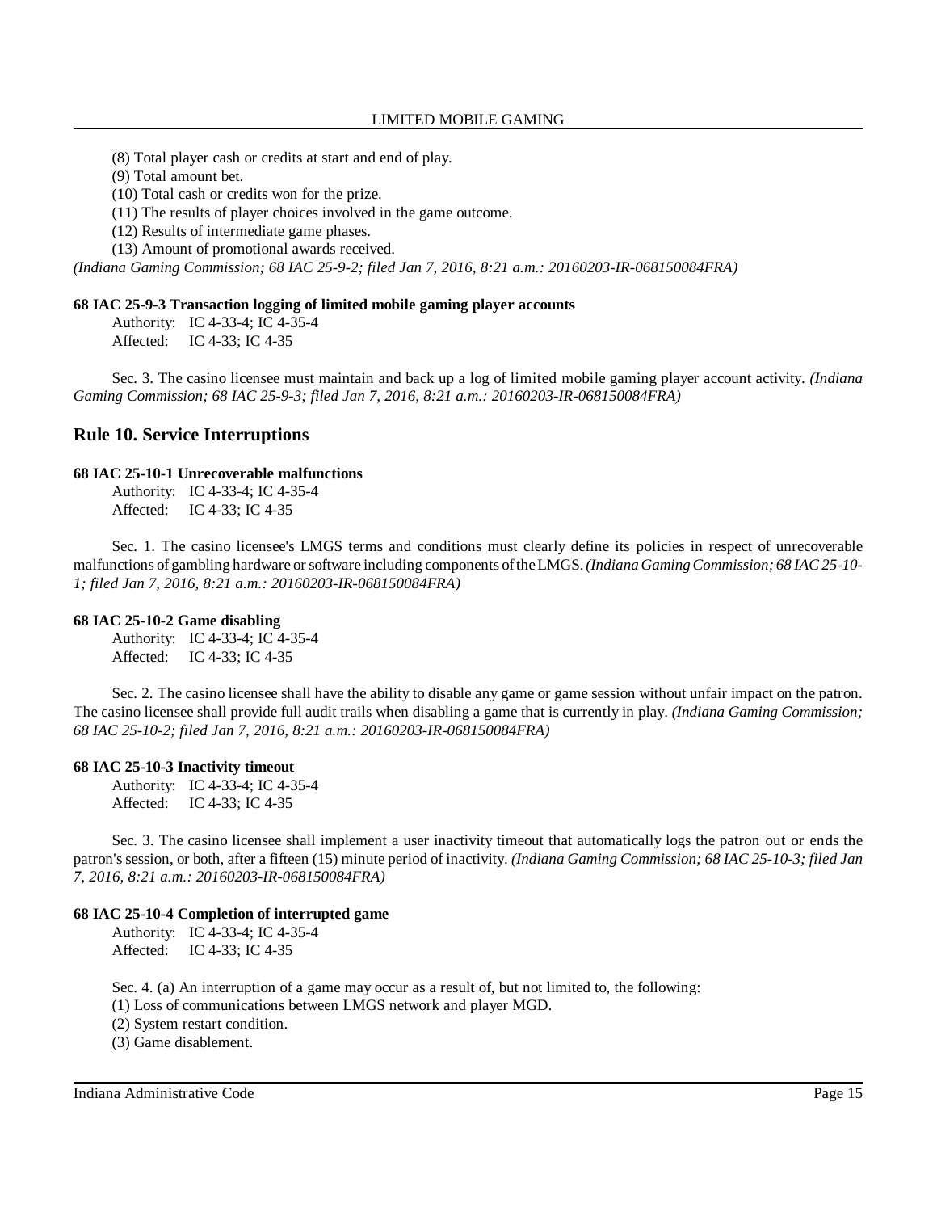(8) Total player cash or credits at start and end of play.

(9) Total amount bet.

(10) Total cash or credits won for the prize.

(11) The results of player choices involved in the game outcome.

(12) Results of intermediate game phases.

(13) Amount of promotional awards received.

*(Indiana Gaming Commission; 68 IAC 25-9-2; filed Jan 7, 2016, 8:21 a.m.: 20160203-IR-068150084FRA)*

**68 IAC 25-9-3 Transaction logging of limited mobile gaming player accounts**

Authority: IC 4-33-4; IC 4-35-4
Affected: IC 4-33; IC 4-35

Sec. 3. The casino licensee must maintain and back up a log of limited mobile gaming player account activity. *(Indiana Gaming Commission; 68 IAC 25-9-3; filed Jan 7, 2016, 8:21 a.m.: 20160203-IR-068150084FRA)*

## Rule 10. Service Interruptions

**68 IAC 25-10-1 Unrecoverable malfunctions**

Authority: IC 4-33-4; IC 4-35-4
Affected: IC 4-33; IC 4-35

Sec. 1. The casino licensee's LMGS terms and conditions must clearly define its policies in respect of unrecoverable malfunctions of gambling hardware or software including components of the LMGS. *(Indiana Gaming Commission; 68 IAC 25-10-1; filed Jan 7, 2016, 8:21 a.m.: 20160203-IR-068150084FRA)*

**68 IAC 25-10-2 Game disabling**

Authority: IC 4-33-4; IC 4-35-4
Affected: IC 4-33; IC 4-35

Sec. 2. The casino licensee shall have the ability to disable any game or game session without unfair impact on the patron. The casino licensee shall provide full audit trails when disabling a game that is currently in play. *(Indiana Gaming Commission; 68 IAC 25-10-2; filed Jan 7, 2016, 8:21 a.m.: 20160203-IR-068150084FRA)*

**68 IAC 25-10-3 Inactivity timeout**

Authority: IC 4-33-4; IC 4-35-4
Affected: IC 4-33; IC 4-35

Sec. 3. The casino licensee shall implement a user inactivity timeout that automatically logs the patron out or ends the patron's session, or both, after a fifteen (15) minute period of inactivity. *(Indiana Gaming Commission; 68 IAC 25-10-3; filed Jan 7, 2016, 8:21 a.m.: 20160203-IR-068150084FRA)*

**68 IAC 25-10-4 Completion of interrupted game**

Authority: IC 4-33-4; IC 4-35-4
Affected: IC 4-33; IC 4-35

Sec. 4. (a) An interruption of a game may occur as a result of, but not limited to, the following:

(1) Loss of communications between LMGS network and player MGD.

(2) System restart condition.

(3) Game disablement.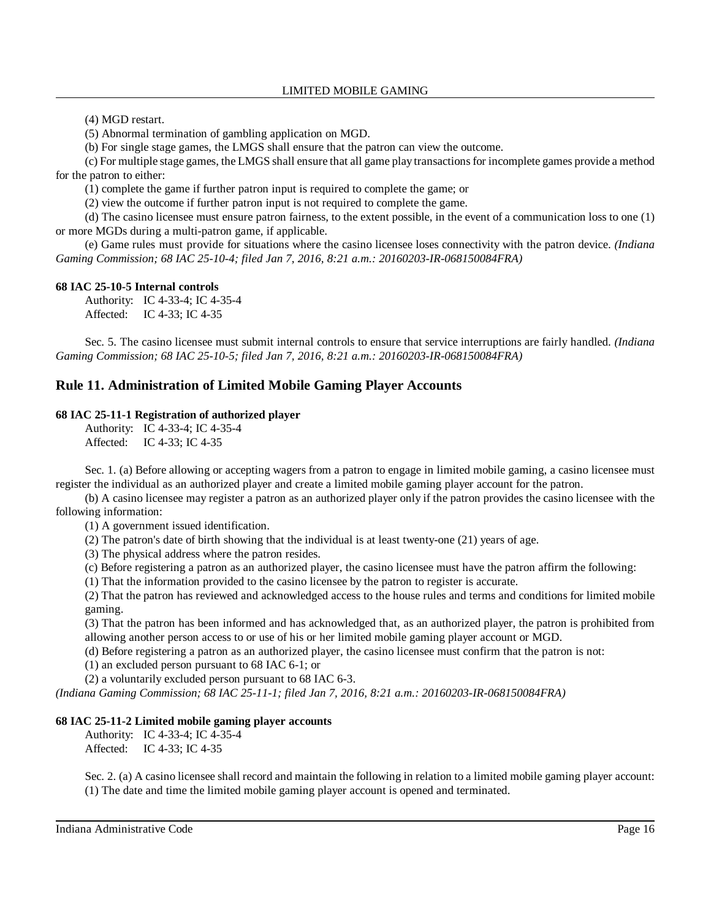(4) MGD restart.

(5) Abnormal termination of gambling application on MGD.

(b) For single stage games, the LMGS shall ensure that the patron can view the outcome.

(c) For multiple stage games, the LMGS shall ensure that all game play transactions for incomplete games provide a method for the patron to either:

(1) complete the game if further patron input is required to complete the game; or

(2) view the outcome if further patron input is not required to complete the game.

(d) The casino licensee must ensure patron fairness, to the extent possible, in the event of a communication loss to one (1) or more MGDs during a multi-patron game, if applicable.

(e) Game rules must provide for situations where the casino licensee loses connectivity with the patron device. *(Indiana Gaming Commission; 68 IAC 25-10-4; filed Jan 7, 2016, 8:21 a.m.: 20160203-IR-068150084FRA)*

#### 68 IAC 25-10-5 Internal controls

Authority: IC 4-33-4; IC 4-35-4
Affected: IC 4-33; IC 4-35

Sec. 5. The casino licensee must submit internal controls to ensure that service interruptions are fairly handled. *(Indiana Gaming Commission; 68 IAC 25-10-5; filed Jan 7, 2016, 8:21 a.m.: 20160203-IR-068150084FRA)*

## Rule 11. Administration of Limited Mobile Gaming Player Accounts

#### 68 IAC 25-11-1 Registration of authorized player

Authority: IC 4-33-4; IC 4-35-4
Affected: IC 4-33; IC 4-35

Sec. 1. (a) Before allowing or accepting wagers from a patron to engage in limited mobile gaming, a casino licensee must register the individual as an authorized player and create a limited mobile gaming player account for the patron.

(b) A casino licensee may register a patron as an authorized player only if the patron provides the casino licensee with the following information:

(1) A government issued identification.

(2) The patron's date of birth showing that the individual is at least twenty-one (21) years of age.

(3) The physical address where the patron resides.

(c) Before registering a patron as an authorized player, the casino licensee must have the patron affirm the following:

(1) That the information provided to the casino licensee by the patron to register is accurate.

(2) That the patron has reviewed and acknowledged access to the house rules and terms and conditions for limited mobile gaming.

(3) That the patron has been informed and has acknowledged that, as an authorized player, the patron is prohibited from allowing another person access to or use of his or her limited mobile gaming player account or MGD.

(d) Before registering a patron as an authorized player, the casino licensee must confirm that the patron is not:

(1) an excluded person pursuant to 68 IAC 6-1; or

(2) a voluntarily excluded person pursuant to 68 IAC 6-3.

*(Indiana Gaming Commission; 68 IAC 25-11-1; filed Jan 7, 2016, 8:21 a.m.: 20160203-IR-068150084FRA)*

#### 68 IAC 25-11-2 Limited mobile gaming player accounts

Authority: IC 4-33-4; IC 4-35-4
Affected: IC 4-33; IC 4-35

Sec. 2. (a) A casino licensee shall record and maintain the following in relation to a limited mobile gaming player account:

(1) The date and time the limited mobile gaming player account is opened and terminated.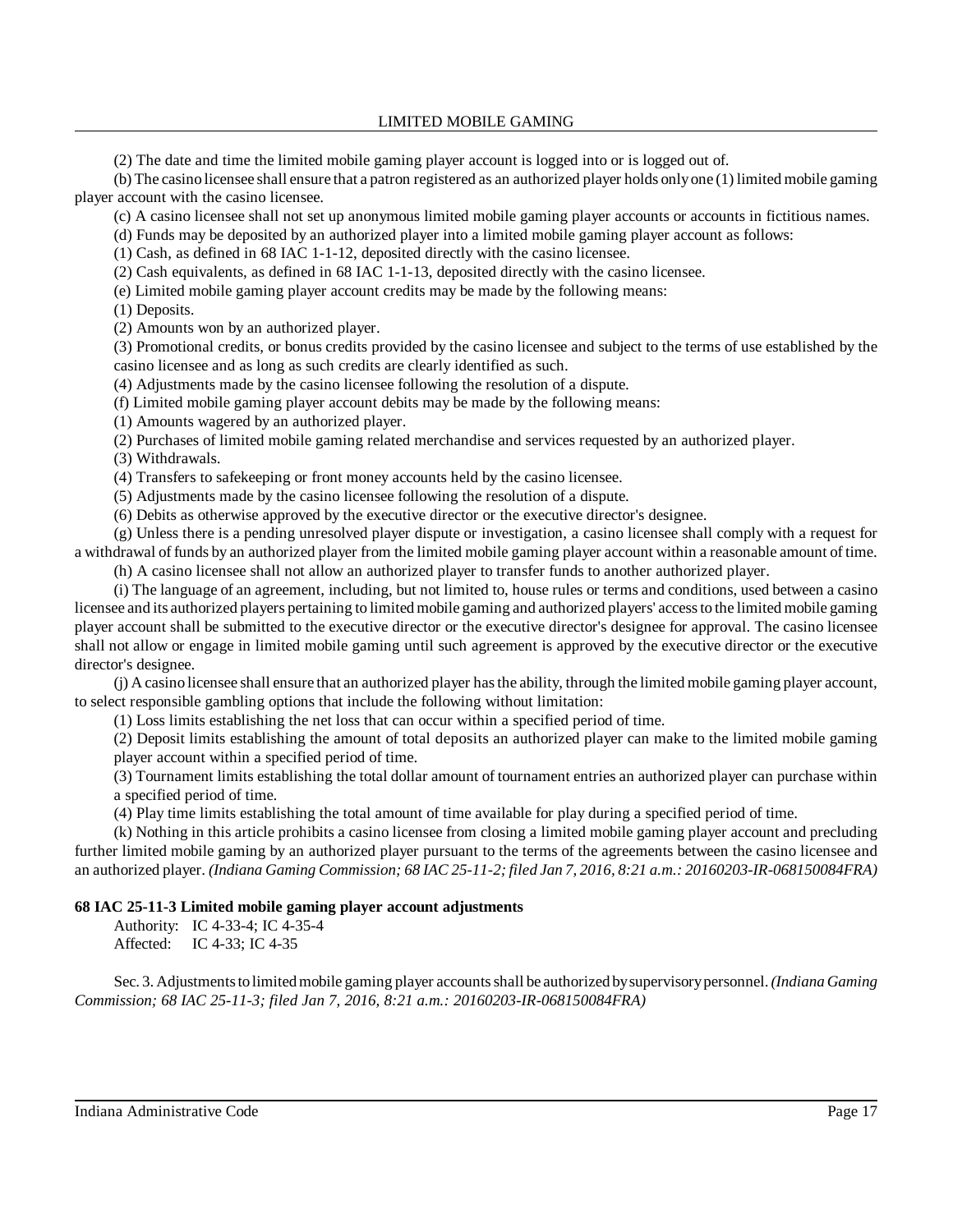(2) The date and time the limited mobile gaming player account is logged into or is logged out of.

(b) The casino licensee shall ensure that a patron registered as an authorized player holds only one (1) limited mobile gaming player account with the casino licensee.

(c) A casino licensee shall not set up anonymous limited mobile gaming player accounts or accounts in fictitious names.

(d) Funds may be deposited by an authorized player into a limited mobile gaming player account as follows:

(1) Cash, as defined in 68 IAC 1-1-12, deposited directly with the casino licensee.

(2) Cash equivalents, as defined in 68 IAC 1-1-13, deposited directly with the casino licensee.

(e) Limited mobile gaming player account credits may be made by the following means:

(1) Deposits.

(2) Amounts won by an authorized player.

(3) Promotional credits, or bonus credits provided by the casino licensee and subject to the terms of use established by the casino licensee and as long as such credits are clearly identified as such.

(4) Adjustments made by the casino licensee following the resolution of a dispute.

(f) Limited mobile gaming player account debits may be made by the following means:

(1) Amounts wagered by an authorized player.

(2) Purchases of limited mobile gaming related merchandise and services requested by an authorized player.

(3) Withdrawals.

(4) Transfers to safekeeping or front money accounts held by the casino licensee.

(5) Adjustments made by the casino licensee following the resolution of a dispute.

(6) Debits as otherwise approved by the executive director or the executive director's designee.

(g) Unless there is a pending unresolved player dispute or investigation, a casino licensee shall comply with a request for a withdrawal of funds by an authorized player from the limited mobile gaming player account within a reasonable amount of time.

(h) A casino licensee shall not allow an authorized player to transfer funds to another authorized player.

(i) The language of an agreement, including, but not limited to, house rules or terms and conditions, used between a casino licensee and its authorized players pertaining to limited mobile gaming and authorized players' access to the limited mobile gaming player account shall be submitted to the executive director or the executive director's designee for approval. The casino licensee shall not allow or engage in limited mobile gaming until such agreement is approved by the executive director or the executive director's designee.

(j) A casino licensee shall ensure that an authorized player has the ability, through the limited mobile gaming player account, to select responsible gambling options that include the following without limitation:

(1) Loss limits establishing the net loss that can occur within a specified period of time.

(2) Deposit limits establishing the amount of total deposits an authorized player can make to the limited mobile gaming player account within a specified period of time.

(3) Tournament limits establishing the total dollar amount of tournament entries an authorized player can purchase within a specified period of time.

(4) Play time limits establishing the total amount of time available for play during a specified period of time.

(k) Nothing in this article prohibits a casino licensee from closing a limited mobile gaming player account and precluding further limited mobile gaming by an authorized player pursuant to the terms of the agreements between the casino licensee and an authorized player. *(Indiana Gaming Commission; 68 IAC 25-11-2; filed Jan 7, 2016, 8:21 a.m.: 20160203-IR-068150084FRA)*

**68 IAC 25-11-3 Limited mobile gaming player account adjustments**

Authority: IC 4-33-4; IC 4-35-4
Affected: IC 4-33; IC 4-35

Sec. 3. Adjustments to limited mobile gaming player accounts shall be authorized by supervisory personnel. *(Indiana Gaming Commission; 68 IAC 25-11-3; filed Jan 7, 2016, 8:21 a.m.: 20160203-IR-068150084FRA)*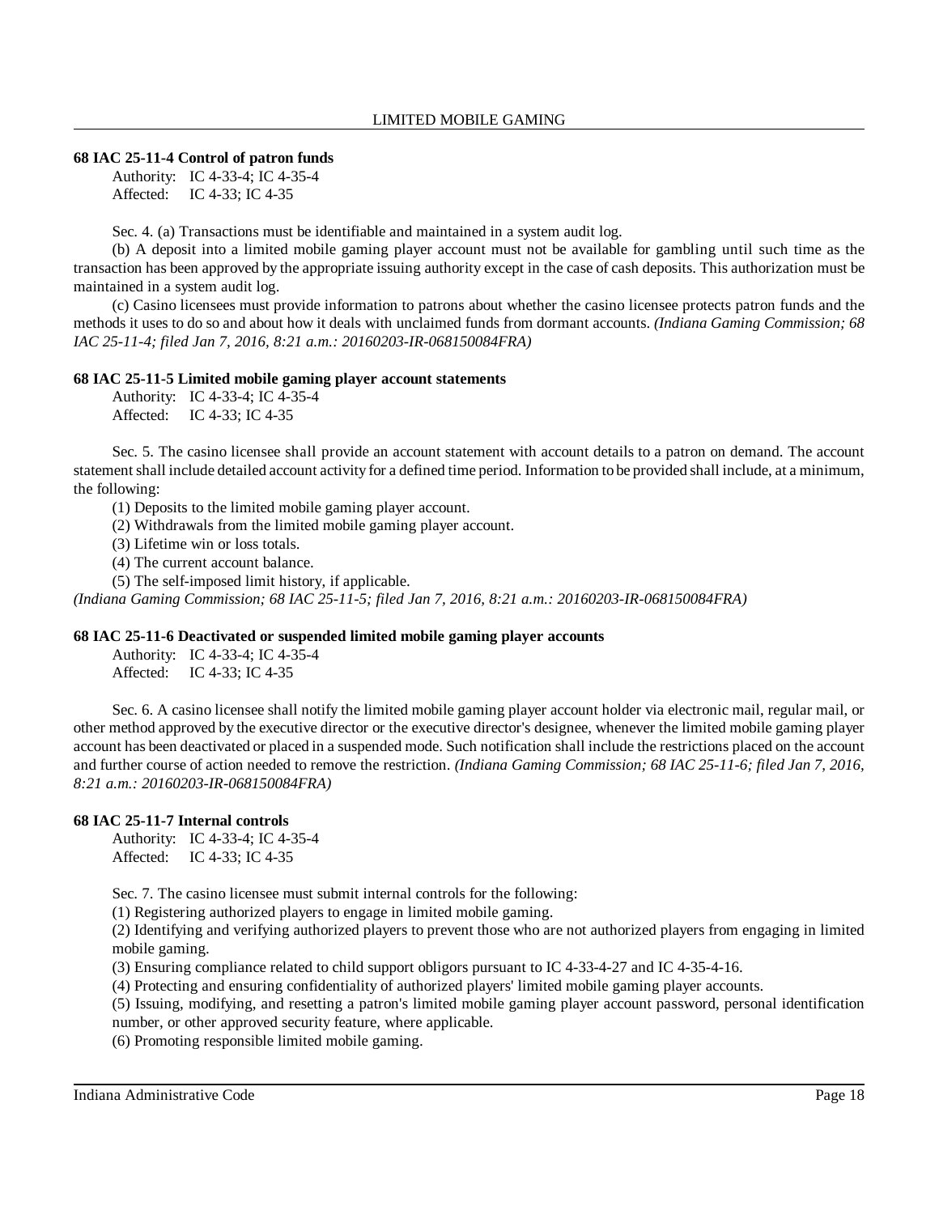**68 IAC 25-11-4 Control of patron funds**

Authority: IC 4-33-4; IC 4-35-4
Affected: IC 4-33; IC 4-35

Sec. 4. (a) Transactions must be identifiable and maintained in a system audit log.

(b) A deposit into a limited mobile gaming player account must not be available for gambling until such time as the transaction has been approved by the appropriate issuing authority except in the case of cash deposits. This authorization must be maintained in a system audit log.

(c) Casino licensees must provide information to patrons about whether the casino licensee protects patron funds and the methods it uses to do so and about how it deals with unclaimed funds from dormant accounts. *(Indiana Gaming Commission; 68 IAC 25-11-4; filed Jan 7, 2016, 8:21 a.m.: 20160203-IR-068150084FRA)*

**68 IAC 25-11-5 Limited mobile gaming player account statements**

Authority: IC 4-33-4; IC 4-35-4
Affected: IC 4-33; IC 4-35

Sec. 5. The casino licensee shall provide an account statement with account details to a patron on demand. The account statement shall include detailed account activity for a defined time period. Information to be provided shall include, at a minimum, the following:

(1) Deposits to the limited mobile gaming player account.
(2) Withdrawals from the limited mobile gaming player account.
(3) Lifetime win or loss totals.
(4) The current account balance.
(5) The self-imposed limit history, if applicable.

*(Indiana Gaming Commission; 68 IAC 25-11-5; filed Jan 7, 2016, 8:21 a.m.: 20160203-IR-068150084FRA)*

**68 IAC 25-11-6 Deactivated or suspended limited mobile gaming player accounts**

Authority: IC 4-33-4; IC 4-35-4
Affected: IC 4-33; IC 4-35

Sec. 6. A casino licensee shall notify the limited mobile gaming player account holder via electronic mail, regular mail, or other method approved by the executive director or the executive director's designee, whenever the limited mobile gaming player account has been deactivated or placed in a suspended mode. Such notification shall include the restrictions placed on the account and further course of action needed to remove the restriction. *(Indiana Gaming Commission; 68 IAC 25-11-6; filed Jan 7, 2016, 8:21 a.m.: 20160203-IR-068150084FRA)*

**68 IAC 25-11-7 Internal controls**

Authority: IC 4-33-4; IC 4-35-4
Affected: IC 4-33; IC 4-35

Sec. 7. The casino licensee must submit internal controls for the following:

(1) Registering authorized players to engage in limited mobile gaming.
(2) Identifying and verifying authorized players to prevent those who are not authorized players from engaging in limited mobile gaming.
(3) Ensuring compliance related to child support obligors pursuant to IC 4-33-4-27 and IC 4-35-4-16.
(4) Protecting and ensuring confidentiality of authorized players' limited mobile gaming player accounts.
(5) Issuing, modifying, and resetting a patron's limited mobile gaming player account password, personal identification number, or other approved security feature, where applicable.
(6) Promoting responsible limited mobile gaming.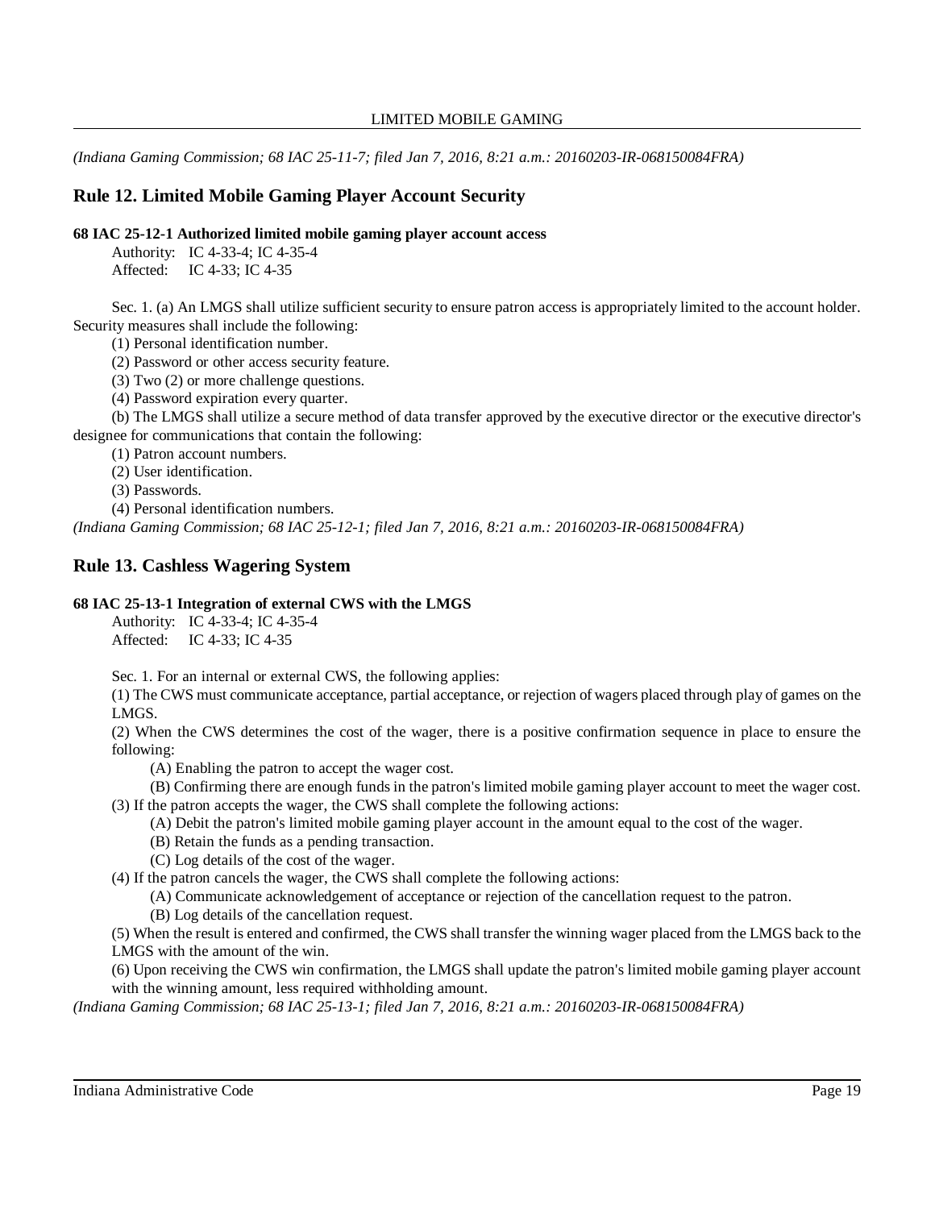*(Indiana Gaming Commission; 68 IAC 25-11-7; filed Jan 7, 2016, 8:21 a.m.: 20160203-IR-068150084FRA)*

## Rule 12. Limited Mobile Gaming Player Account Security

**68 IAC 25-12-1 Authorized limited mobile gaming player account access**

Authority: IC 4-33-4; IC 4-35-4
Affected: IC 4-33; IC 4-35

Sec. 1. (a) An LMGS shall utilize sufficient security to ensure patron access is appropriately limited to the account holder. Security measures shall include the following:

(1) Personal identification number.
(2) Password or other access security feature.
(3) Two (2) or more challenge questions.
(4) Password expiration every quarter.

(b) The LMGS shall utilize a secure method of data transfer approved by the executive director or the executive director's designee for communications that contain the following:

(1) Patron account numbers.
(2) User identification.
(3) Passwords.
(4) Personal identification numbers.

*(Indiana Gaming Commission; 68 IAC 25-12-1; filed Jan 7, 2016, 8:21 a.m.: 20160203-IR-068150084FRA)*

## Rule 13. Cashless Wagering System

**68 IAC 25-13-1 Integration of external CWS with the LMGS**

Authority: IC 4-33-4; IC 4-35-4
Affected: IC 4-33; IC 4-35

Sec. 1. For an internal or external CWS, the following applies:

(1) The CWS must communicate acceptance, partial acceptance, or rejection of wagers placed through play of games on the LMGS.
(2) When the CWS determines the cost of the wager, there is a positive confirmation sequence in place to ensure the following:
  (A) Enabling the patron to accept the wager cost.
  (B) Confirming there are enough funds in the patron's limited mobile gaming player account to meet the wager cost.
(3) If the patron accepts the wager, the CWS shall complete the following actions:
  (A) Debit the patron's limited mobile gaming player account in the amount equal to the cost of the wager.
  (B) Retain the funds as a pending transaction.
  (C) Log details of the cost of the wager.
(4) If the patron cancels the wager, the CWS shall complete the following actions:
  (A) Communicate acknowledgement of acceptance or rejection of the cancellation request to the patron.
  (B) Log details of the cancellation request.
(5) When the result is entered and confirmed, the CWS shall transfer the winning wager placed from the LMGS back to the LMGS with the amount of the win.
(6) Upon receiving the CWS win confirmation, the LMGS shall update the patron's limited mobile gaming player account with the winning amount, less required withholding amount.

*(Indiana Gaming Commission; 68 IAC 25-13-1; filed Jan 7, 2016, 8:21 a.m.: 20160203-IR-068150084FRA)*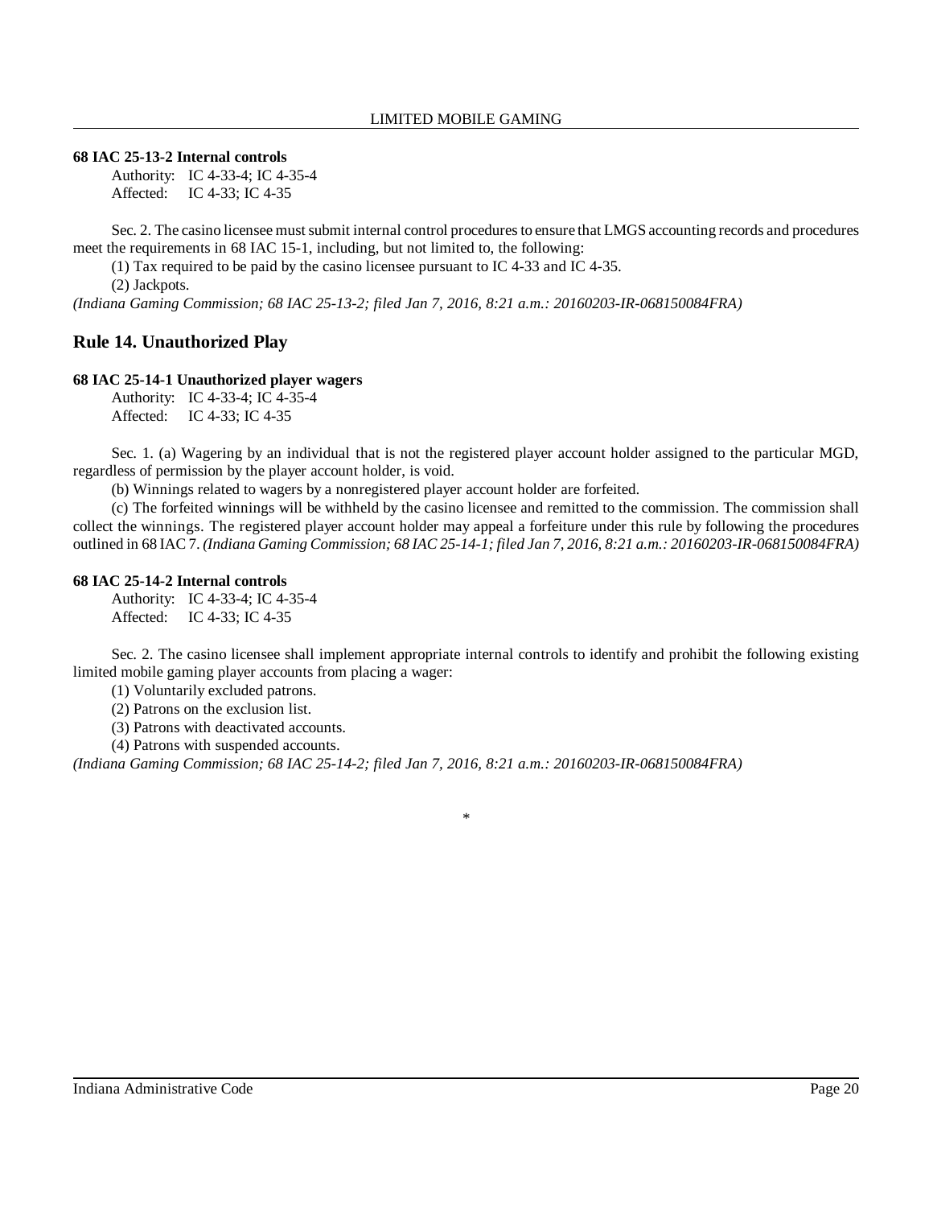**68 IAC 25-13-2 Internal controls**

Authority: IC 4-33-4; IC 4-35-4
Affected: IC 4-33; IC 4-35

Sec. 2. The casino licensee must submit internal control procedures to ensure that LMGS accounting records and procedures meet the requirements in 68 IAC 15-1, including, but not limited to, the following:

(1) Tax required to be paid by the casino licensee pursuant to IC 4-33 and IC 4-35.

(2) Jackpots.

*(Indiana Gaming Commission; 68 IAC 25-13-2; filed Jan 7, 2016, 8:21 a.m.: 20160203-IR-068150084FRA)*

## Rule 14. Unauthorized Play

**68 IAC 25-14-1 Unauthorized player wagers**

Authority: IC 4-33-4; IC 4-35-4
Affected: IC 4-33; IC 4-35

Sec. 1. (a) Wagering by an individual that is not the registered player account holder assigned to the particular MGD, regardless of permission by the player account holder, is void.

(b) Winnings related to wagers by a nonregistered player account holder are forfeited.

(c) The forfeited winnings will be withheld by the casino licensee and remitted to the commission. The commission shall collect the winnings. The registered player account holder may appeal a forfeiture under this rule by following the procedures outlined in 68 IAC 7. *(Indiana Gaming Commission; 68 IAC 25-14-1; filed Jan 7, 2016, 8:21 a.m.: 20160203-IR-068150084FRA)*

**68 IAC 25-14-2 Internal controls**

Authority: IC 4-33-4; IC 4-35-4
Affected: IC 4-33; IC 4-35

Sec. 2. The casino licensee shall implement appropriate internal controls to identify and prohibit the following existing limited mobile gaming player accounts from placing a wager:

(1) Voluntarily excluded patrons.

(2) Patrons on the exclusion list.

(3) Patrons with deactivated accounts.

(4) Patrons with suspended accounts.

*(Indiana Gaming Commission; 68 IAC 25-14-2; filed Jan 7, 2016, 8:21 a.m.: 20160203-IR-068150084FRA)*

*